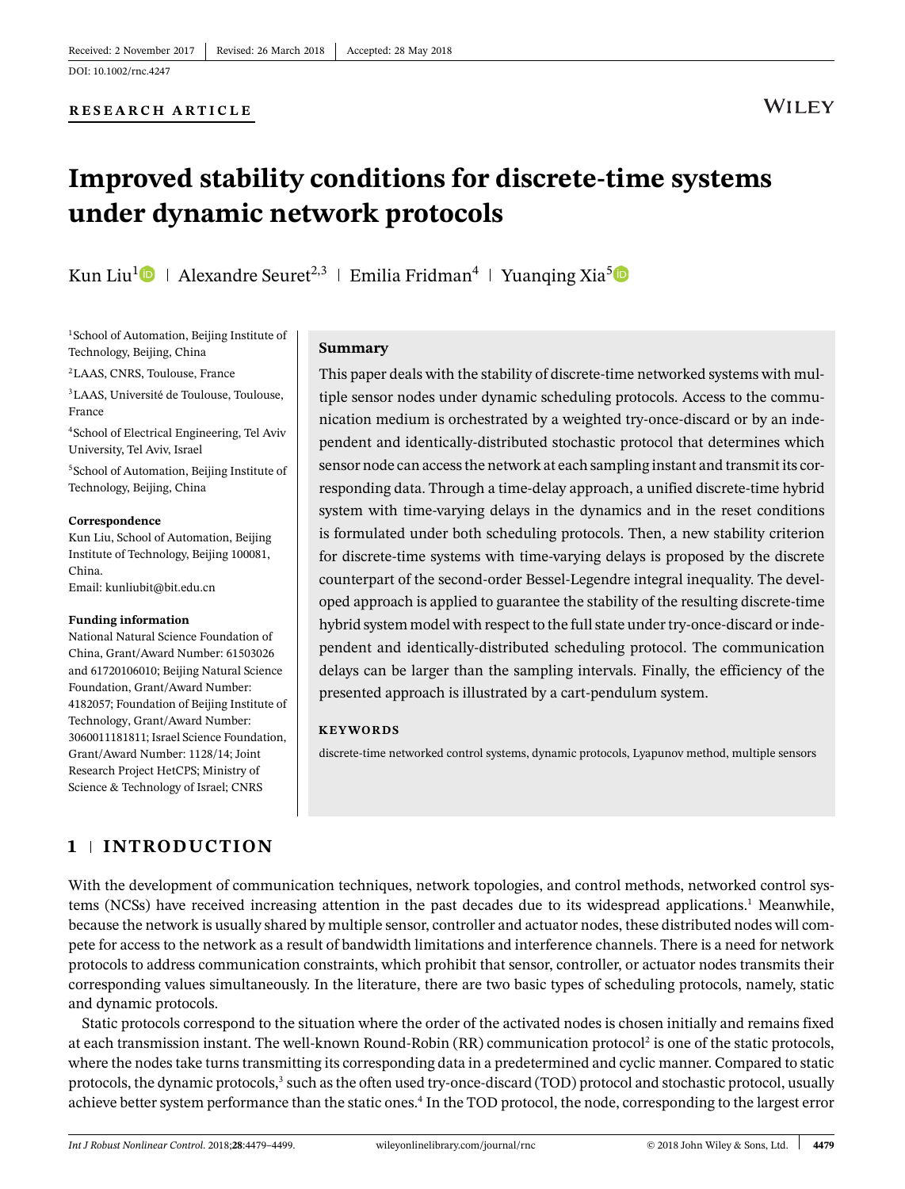Received: 2 November 2017 | Revised: 26 March 2018 | Accepted: 28 May 2018

DOI: 10.1002/rnc.4247

**RESEARCH ARTICLE**

# Improved stability conditions for discrete-time systems under dynamic network protocols

Kun Liu[1] | Alexandre Seuret[2,3] | Emilia Fridman[4] | Yuanqing Xia[5]

[1]School of Automation, Beijing Institute of Technology, Beijing, China

[2]LAAS, CNRS, Toulouse, France

[3]LAAS, Université de Toulouse, Toulouse, France

[4]School of Electrical Engineering, Tel Aviv University, Tel Aviv, Israel

[5]School of Automation, Beijing Institute of Technology, Beijing, China

**Correspondence**

Kun Liu, School of Automation, Beijing Institute of Technology, Beijing 100081, China.
Email: kunliubit@bit.edu.cn

**Funding information**

National Natural Science Foundation of China, Grant/Award Number: 61503026 and 61720106010; Beijing Natural Science Foundation, Grant/Award Number: 4182057; Foundation of Beijing Institute of Technology, Grant/Award Number: 3060011181811; Israel Science Foundation, Grant/Award Number: 1128/14; Joint Research Project HetCPS; Ministry of Science & Technology of Israel; CNRS

**Summary**

This paper deals with the stability of discrete-time networked systems with multiple sensor nodes under dynamic scheduling protocols. Access to the communication medium is orchestrated by a weighted try-once-discard or by an independent and identically-distributed stochastic protocol that determines which sensor node can access the network at each sampling instant and transmit its corresponding data. Through a time-delay approach, a unified discrete-time hybrid system with time-varying delays in the dynamics and in the reset conditions is formulated under both scheduling protocols. Then, a new stability criterion for discrete-time systems with time-varying delays is proposed by the discrete counterpart of the second-order Bessel-Legendre integral inequality. The developed approach is applied to guarantee the stability of the resulting discrete-time hybrid system model with respect to the full state under try-once-discard or independent and identically-distributed scheduling protocol. The communication delays can be larger than the sampling intervals. Finally, the efficiency of the presented approach is illustrated by a cart-pendulum system.

**KEYWORDS**

discrete-time networked control systems, dynamic protocols, Lyapunov method, multiple sensors

## 1 | INTRODUCTION

With the development of communication techniques, network topologies, and control methods, networked control systems (NCSs) have received increasing attention in the past decades due to its widespread applications.[1] Meanwhile, because the network is usually shared by multiple sensor, controller and actuator nodes, these distributed nodes will compete for access to the network as a result of bandwidth limitations and interference channels. There is a need for network protocols to address communication constraints, which prohibit that sensor, controller, or actuator nodes transmits their corresponding values simultaneously. In the literature, there are two basic types of scheduling protocols, namely, static and dynamic protocols.

Static protocols correspond to the situation where the order of the activated nodes is chosen initially and remains fixed at each transmission instant. The well-known Round-Robin (RR) communication protocol[2] is one of the static protocols, where the nodes take turns transmitting its corresponding data in a predetermined and cyclic manner. Compared to static protocols, the dynamic protocols,[3] such as the often used try-once-discard (TOD) protocol and stochastic protocol, usually achieve better system performance than the static ones.[4] In the TOD protocol, the node, corresponding to the largest error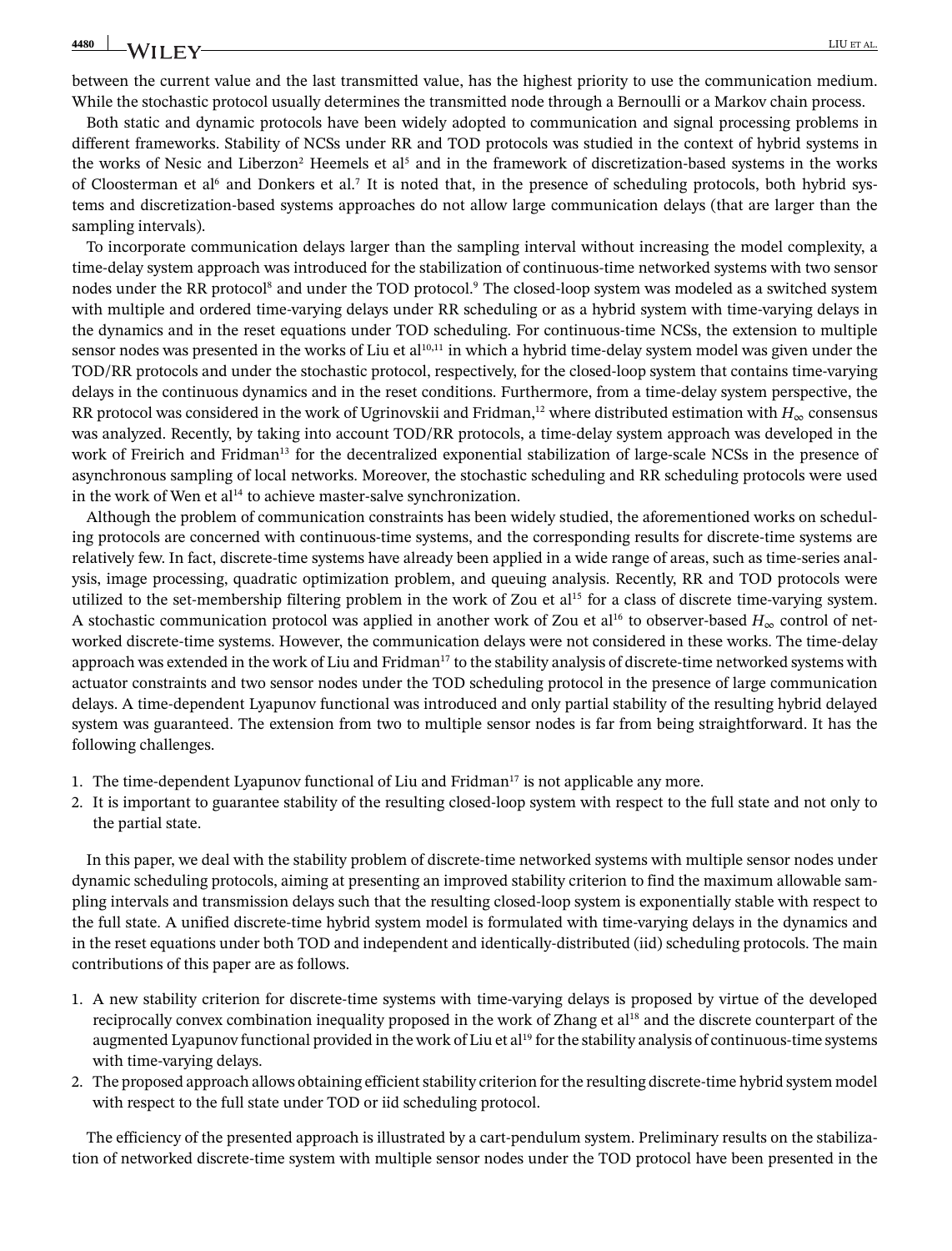between the current value and the last transmitted value, has the highest priority to use the communication medium. While the stochastic protocol usually determines the transmitted node through a Bernoulli or a Markov chain process.

Both static and dynamic protocols have been widely adopted to communication and signal processing problems in different frameworks. Stability of NCSs under RR and TOD protocols was studied in the context of hybrid systems in the works of Nesic and Liberzon[2] Heemels et al[5] and in the framework of discretization-based systems in the works of Cloosterman et al[6] and Donkers et al.[7] It is noted that, in the presence of scheduling protocols, both hybrid systems and discretization-based systems approaches do not allow large communication delays (that are larger than the sampling intervals).

To incorporate communication delays larger than the sampling interval without increasing the model complexity, a time-delay system approach was introduced for the stabilization of continuous-time networked systems with two sensor nodes under the RR protocol[8] and under the TOD protocol.[9] The closed-loop system was modeled as a switched system with multiple and ordered time-varying delays under RR scheduling or as a hybrid system with time-varying delays in the dynamics and in the reset equations under TOD scheduling. For continuous-time NCSs, the extension to multiple sensor nodes was presented in the works of Liu et al[10,11] in which a hybrid time-delay system model was given under the TOD/RR protocols and under the stochastic protocol, respectively, for the closed-loop system that contains time-varying delays in the continuous dynamics and in the reset conditions. Furthermore, from a time-delay system perspective, the RR protocol was considered in the work of Ugrinovskii and Fridman,[12] where distributed estimation with $H_\infty$ consensus was analyzed. Recently, by taking into account TOD/RR protocols, a time-delay system approach was developed in the work of Freirich and Fridman[13] for the decentralized exponential stabilization of large-scale NCSs in the presence of asynchronous sampling of local networks. Moreover, the stochastic scheduling and RR scheduling protocols were used in the work of Wen et al[14] to achieve master-salve synchronization.

Although the problem of communication constraints has been widely studied, the aforementioned works on scheduling protocols are concerned with continuous-time systems, and the corresponding results for discrete-time systems are relatively few. In fact, discrete-time systems have already been applied in a wide range of areas, such as time-series analysis, image processing, quadratic optimization problem, and queuing analysis. Recently, RR and TOD protocols were utilized to the set-membership filtering problem in the work of Zou et al[15] for a class of discrete time-varying system. A stochastic communication protocol was applied in another work of Zou et al[16] to observer-based $H_\infty$ control of networked discrete-time systems. However, the communication delays were not considered in these works. The time-delay approach was extended in the work of Liu and Fridman[17] to the stability analysis of discrete-time networked systems with actuator constraints and two sensor nodes under the TOD scheduling protocol in the presence of large communication delays. A time-dependent Lyapunov functional was introduced and only partial stability of the resulting hybrid delayed system was guaranteed. The extension from two to multiple sensor nodes is far from being straightforward. It has the following challenges.

1. The time-dependent Lyapunov functional of Liu and Fridman[17] is not applicable any more.
2. It is important to guarantee stability of the resulting closed-loop system with respect to the full state and not only to the partial state.

In this paper, we deal with the stability problem of discrete-time networked systems with multiple sensor nodes under dynamic scheduling protocols, aiming at presenting an improved stability criterion to find the maximum allowable sampling intervals and transmission delays such that the resulting closed-loop system is exponentially stable with respect to the full state. A unified discrete-time hybrid system model is formulated with time-varying delays in the dynamics and in the reset equations under both TOD and independent and identically-distributed (iid) scheduling protocols. The main contributions of this paper are as follows.

1. A new stability criterion for discrete-time systems with time-varying delays is proposed by virtue of the developed reciprocally convex combination inequality proposed in the work of Zhang et al[18] and the discrete counterpart of the augmented Lyapunov functional provided in the work of Liu et al[19] for the stability analysis of continuous-time systems with time-varying delays.
2. The proposed approach allows obtaining efficient stability criterion for the resulting discrete-time hybrid system model with respect to the full state under TOD or iid scheduling protocol.

The efficiency of the presented approach is illustrated by a cart-pendulum system. Preliminary results on the stabilization of networked discrete-time system with multiple sensor nodes under the TOD protocol have been presented in the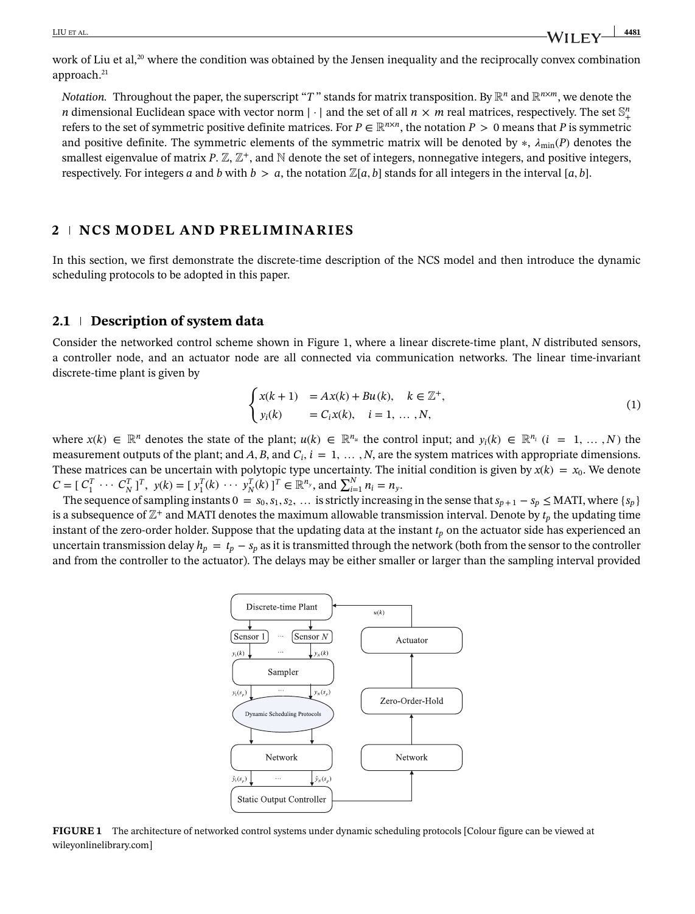work of Liu et al,[20] where the condition was obtained by the Jensen inequality and the reciprocally convex combination approach.[21]

*Notation.* Throughout the paper, the superscript "$T$" stands for matrix transposition. By $\mathbb{R}^n$ and $\mathbb{R}^{n\times m}$, we denote the $n$ dimensional Euclidean space with vector norm $|\cdot|$ and the set of all $n \times m$ real matrices, respectively. The set $\mathbb{S}_+^n$ refers to the set of symmetric positive definite matrices. For $P \in \mathbb{R}^{n\times n}$, the notation $P > 0$ means that $P$ is symmetric and positive definite. The symmetric elements of the symmetric matrix will be denoted by $*$, $\lambda_{\min}(P)$ denotes the smallest eigenvalue of matrix $P$. $\mathbb{Z}$, $\mathbb{Z}^+$, and $\mathbb{N}$ denote the set of integers, nonnegative integers, and positive integers, respectively. For integers $a$ and $b$ with $b > a$, the notation $\mathbb{Z}[a, b]$ stands for all integers in the interval $[a, b]$.

## 2 | NCS MODEL AND PRELIMINARIES

In this section, we first demonstrate the discrete-time description of the NCS model and then introduce the dynamic scheduling protocols to be adopted in this paper.

### 2.1 | Description of system data

Consider the networked control scheme shown in Figure 1, where a linear discrete-time plant, $N$ distributed sensors, a controller node, and an actuator node are all connected via communication networks. The linear time-invariant discrete-time plant is given by

$$\begin{cases} x(k+1) & = Ax(k) + Bu(k), \quad k \in \mathbb{Z}^+, \\ y_i(k) & = C_i x(k), \quad i = 1, \ldots, N, \end{cases} \tag{1}$$

where $x(k) \in \mathbb{R}^n$ denotes the state of the plant; $u(k) \in \mathbb{R}^{n_u}$ the control input; and $y_i(k) \in \mathbb{R}^{n_i}$ $(i = 1, \ldots, N)$ the measurement outputs of the plant; and $A, B$, and $C_i$, $i = 1, \ldots, N$, are the system matrices with appropriate dimensions. These matrices can be uncertain with polytopic type uncertainty. The initial condition is given by $x(k) = x_0$. We denote $C = [\, C_1^T \cdots C_N^T \,]^T$, $y(k) = [\, y_1^T(k) \cdots y_N^T(k) \,]^T \in \mathbb{R}^{n_y}$, and $\sum_{i=1}^N n_i = n_y$.

The sequence of sampling instants $0 = s_0, s_1, s_2, \ldots$ is strictly increasing in the sense that $s_{p+1} - s_p \leq \text{MATI}$, where $\{s_p\}$ is a subsequence of $\mathbb{Z}^+$ and MATI denotes the maximum allowable transmission interval. Denote by $t_p$ the updating time instant of the zero-order holder. Suppose that the updating data at the instant $t_p$ on the actuator side has experienced an uncertain transmission delay $h_p = t_p - s_p$ as it is transmitted through the network (both from the sensor to the controller and from the controller to the actuator). The delays may be either smaller or larger than the sampling interval provided

**FIGURE 1** The architecture of networked control systems under dynamic scheduling protocols [Colour figure can be viewed at wileyonlinelibrary.com]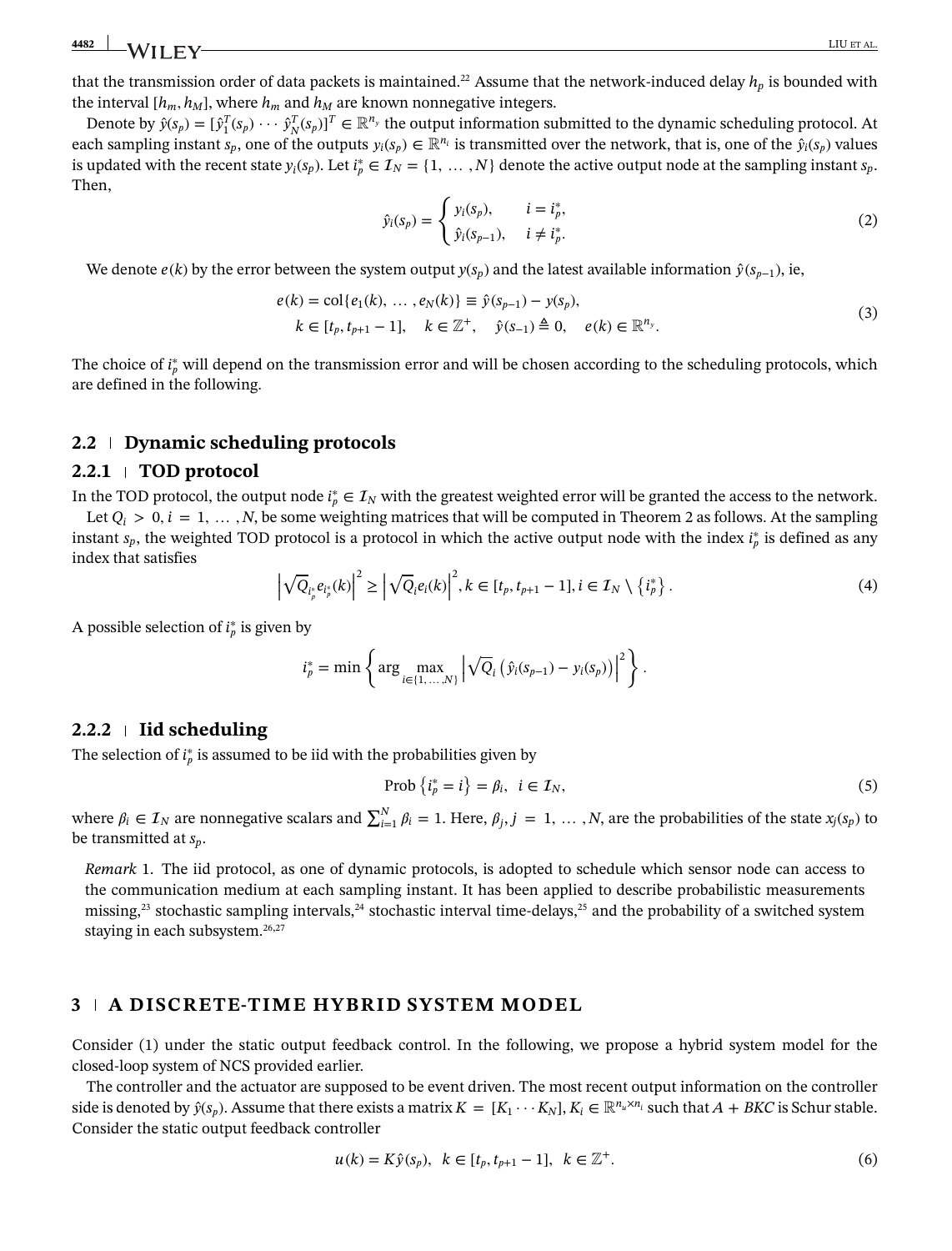that the transmission order of data packets is maintained.[22] Assume that the network-induced delay $h_p$ is bounded with the interval $[h_m, h_M]$, where $h_m$ and $h_M$ are known nonnegative integers.

Denote by $\hat{y}(s_p) = [\hat{y}_1^T(s_p) \cdots \hat{y}_N^T(s_p)]^T \in \mathbb{R}^{n_y}$ the output information submitted to the dynamic scheduling protocol. At each sampling instant $s_p$, one of the outputs $y_i(s_p) \in \mathbb{R}^{n_i}$ is transmitted over the network, that is, one of the $\hat{y}_i(s_p)$ values is updated with the recent state $y_i(s_p)$. Let $i_p^* \in \mathcal{I}_N = \{1, \ldots, N\}$ denote the active output node at the sampling instant $s_p$. Then,

$$\hat{y}_i(s_p) = \begin{cases} y_i(s_p), & i = i_p^*, \\ \hat{y}_i(s_{p-1}), & i \neq i_p^*. \end{cases} \tag{2}$$

We denote $e(k)$ by the error between the system output $y(s_p)$ and the latest available information $\hat{y}(s_{p-1})$, ie,

$$\begin{aligned} &e(k) = \text{col}\{e_1(k), \ldots, e_N(k)\} \equiv \hat{y}(s_{p-1}) - y(s_p), \\ &k \in [t_p, t_{p+1} - 1], \quad k \in \mathbb{Z}^+, \quad \hat{y}(s_{-1}) \triangleq 0, \quad e(k) \in \mathbb{R}^{n_y}. \end{aligned} \tag{3}$$

The choice of $i_p^*$ will depend on the transmission error and will be chosen according to the scheduling protocols, which are defined in the following.

## 2.2 | Dynamic scheduling protocols

### 2.2.1 | TOD protocol

In the TOD protocol, the output node $i_p^* \in \mathcal{I}_N$ with the greatest weighted error will be granted the access to the network.

Let $Q_i > 0, i = 1, \ldots, N$, be some weighting matrices that will be computed in Theorem 2 as follows. At the sampling instant $s_p$, the weighted TOD protocol is a protocol in which the active output node with the index $i_p^*$ is defined as any index that satisfies

$$\left|\sqrt{Q}_{i_p^*} e_{i_p^*}(k)\right|^2 \geq \left|\sqrt{Q}_i e_i(k)\right|^2, k \in [t_p, t_{p+1} - 1], i \in \mathcal{I}_N \setminus \left\{i_p^*\right\}. \tag{4}$$

A possible selection of $i_p^*$ is given by

$$i_p^* = \min\left\{\arg\max_{i \in \{1, \ldots, N\}} \left|\sqrt{Q}_i \left(\hat{y}_i(s_{p-1}) - y_i(s_p)\right)\right|^2\right\}.$$

### 2.2.2 | Iid scheduling

The selection of $i_p^*$ is assumed to be iid with the probabilities given by

$$\text{Prob}\left\{i_p^* = i\right\} = \beta_i, \quad i \in \mathcal{I}_N, \tag{5}$$

where $\beta_i \in \mathcal{I}_N$ are nonnegative scalars and $\sum_{i=1}^N \beta_i = 1$. Here, $\beta_j, j = 1, \ldots, N$, are the probabilities of the state $x_j(s_p)$ to be transmitted at $s_p$.

*Remark* 1. The iid protocol, as one of dynamic protocols, is adopted to schedule which sensor node can access to the communication medium at each sampling instant. It has been applied to describe probabilistic measurements missing,[23] stochastic sampling intervals,[24] stochastic interval time-delays,[25] and the probability of a switched system staying in each subsystem.[26,27]

# 3 | A DISCRETE-TIME HYBRID SYSTEM MODEL

Consider (1) under the static output feedback control. In the following, we propose a hybrid system model for the closed-loop system of NCS provided earlier.

The controller and the actuator are supposed to be event driven. The most recent output information on the controller side is denoted by $\hat{y}(s_p)$. Assume that there exists a matrix $K = [K_1 \cdots K_N], K_i \in \mathbb{R}^{n_u \times n_i}$ such that $A + BKC$ is Schur stable. Consider the static output feedback controller

$$u(k) = K\hat{y}(s_p), \quad k \in [t_p, t_{p+1} - 1], \quad k \in \mathbb{Z}^+. \tag{6}$$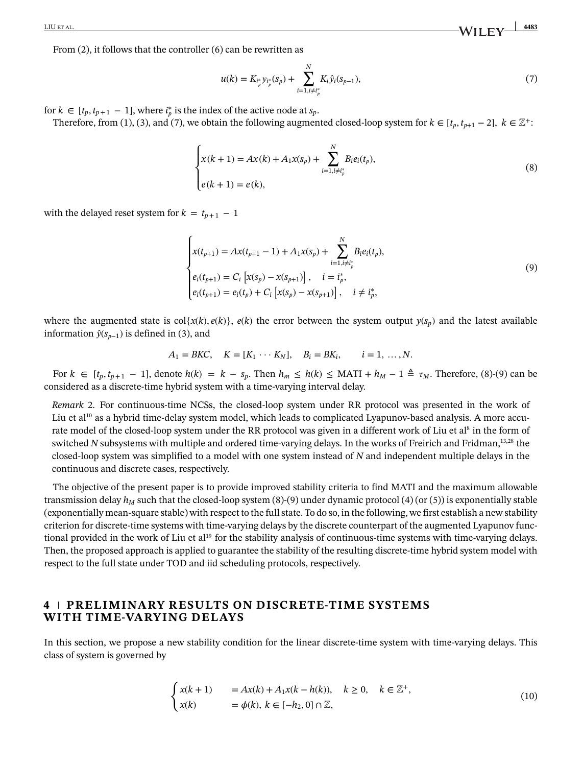From (2), it follows that the controller (6) can be rewritten as

$$u(k) = K_{i_p^*} y_{i_p^*}(s_p) + \sum_{i=1, i \neq i_p^*}^{N} K_i \hat{y}_i(s_{p-1}), \tag{7}$$

for $k \in [t_p, t_{p+1} - 1]$, where $i_p^*$ is the index of the active node at $s_p$.

Therefore, from (1), (3), and (7), we obtain the following augmented closed-loop system for $k \in [t_p, t_{p+1} - 2],\ k \in \mathbb{Z}^+$:

$$\begin{cases} x(k+1) = Ax(k) + A_1 x(s_p) + \sum_{i=1, i \neq i_p^*}^{N} B_i e_i(t_p), \\ e(k+1) = e(k), \end{cases} \tag{8}$$

with the delayed reset system for $k = t_{p+1} - 1$

$$\begin{cases} x(t_{p+1}) = Ax(t_{p+1} - 1) + A_1 x(s_p) + \sum_{i=1, i \neq i_p^*}^{N} B_i e_i(t_p), \\ e_i(t_{p+1}) = C_i \left[ x(s_p) - x(s_{p+1}) \right], \quad i = i_p^*, \\ e_i(t_{p+1}) = e_i(t_p) + C_i \left[ x(s_p) - x(s_{p+1}) \right], \quad i \neq i_p^*, \end{cases} \tag{9}$$

where the augmented state is $\mathrm{col}\{x(k), e(k)\}$, $e(k)$ the error between the system output $y(s_p)$ and the latest available information $\hat{y}(s_{p-1})$ is defined in (3), and

$$A_1 = BKC, \quad K = [K_1 \cdots K_N], \quad B_i = BK_i, \qquad i = 1, \ldots, N.$$

For $k \in [t_p, t_{p+1} - 1]$, denote $h(k) = k - s_p$. Then $h_m \leq h(k) \leq \mathrm{MATI} + h_M - 1 \triangleq \tau_M$. Therefore, (8)-(9) can be considered as a discrete-time hybrid system with a time-varying interval delay.

*Remark* 2. For continuous-time NCSs, the closed-loop system under RR protocol was presented in the work of Liu et al[10] as a hybrid time-delay system model, which leads to complicated Lyapunov-based analysis. A more accurate model of the closed-loop system under the RR protocol was given in a different work of Liu et al[8] in the form of switched $N$ subsystems with multiple and ordered time-varying delays. In the works of Freirich and Fridman,[13,28] the closed-loop system was simplified to a model with one system instead of $N$ and independent multiple delays in the continuous and discrete cases, respectively.

The objective of the present paper is to provide improved stability criteria to find MATI and the maximum allowable transmission delay $h_M$ such that the closed-loop system (8)-(9) under dynamic protocol (4) (or (5)) is exponentially stable (exponentially mean-square stable) with respect to the full state. To do so, in the following, we first establish a new stability criterion for discrete-time systems with time-varying delays by the discrete counterpart of the augmented Lyapunov functional provided in the work of Liu et al[19] for the stability analysis of continuous-time systems with time-varying delays. Then, the proposed approach is applied to guarantee the stability of the resulting discrete-time hybrid system model with respect to the full state under TOD and iid scheduling protocols, respectively.

## 4 | PRELIMINARY RESULTS ON DISCRETE-TIME SYSTEMS WITH TIME-VARYING DELAYS

In this section, we propose a new stability condition for the linear discrete-time system with time-varying delays. This class of system is governed by

$$\begin{cases} x(k+1) \quad = Ax(k) + A_1 x(k - h(k)), \quad k \geq 0, \quad k \in \mathbb{Z}^+, \\ x(k) \quad = \phi(k),\ k \in [-h_2, 0] \cap \mathbb{Z}, \end{cases} \tag{10}$$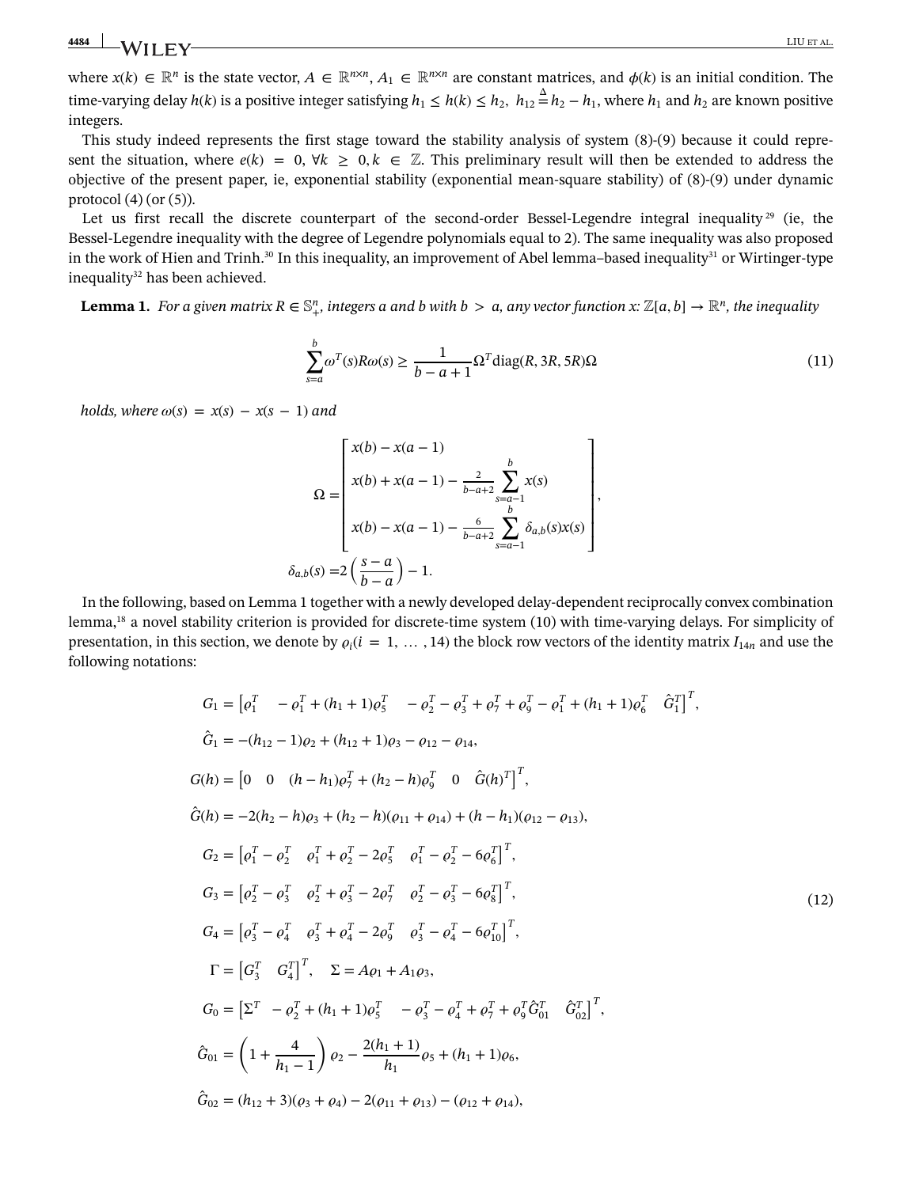where $x(k) \in \mathbb{R}^n$ is the state vector, $A \in \mathbb{R}^{n\times n}$, $A_1 \in \mathbb{R}^{n\times n}$ are constant matrices, and $\phi(k)$ is an initial condition. The time-varying delay $h(k)$ is a positive integer satisfying $h_1 \le h(k) \le h_2$, $h_{12} \stackrel{\Delta}{=} h_2 - h_1$, where $h_1$ and $h_2$ are known positive integers.

This study indeed represents the first stage toward the stability analysis of system (8)-(9) because it could represent the situation, where $e(k) = 0$, $\forall k \ge 0, k \in \mathbb{Z}$. This preliminary result will then be extended to address the objective of the present paper, ie, exponential stability (exponential mean-square stability) of (8)-(9) under dynamic protocol (4) (or (5)).

Let us first recall the discrete counterpart of the second-order Bessel-Legendre integral inequality[29] (ie, the Bessel-Legendre inequality with the degree of Legendre polynomials equal to 2). The same inequality was also proposed in the work of Hien and Trinh.[30] In this inequality, an improvement of Abel lemma–based inequality[31] or Wirtinger-type inequality[32] has been achieved.

**Lemma 1.** *For a given matrix $R \in \mathbb{S}_+^n$, integers a and b with $b > a$, any vector function $x: \mathbb{Z}[a,b] \to \mathbb{R}^n$, the inequality*

$$\sum_{s=a}^{b} \omega^T(s) R \omega(s) \ge \frac{1}{b-a+1} \Omega^T \mathrm{diag}(R, 3R, 5R)\Omega \tag{11}$$

*holds, where $\omega(s) = x(s) - x(s-1)$ and*

$$\Omega = \begin{bmatrix} x(b) - x(a-1) \\ x(b) + x(a-1) - \frac{2}{b-a+2} \sum_{s=a-1}^{b} x(s) \\ x(b) - x(a-1) - \frac{6}{b-a+2} \sum_{s=a-1}^{b} \delta_{a,b}(s) x(s) \end{bmatrix},$$

$$\delta_{a,b}(s) = 2\left(\frac{s-a}{b-a}\right) - 1.$$

In the following, based on Lemma 1 together with a newly developed delay-dependent reciprocally convex combination lemma,[18] a novel stability criterion is provided for discrete-time system (10) with time-varying delays. For simplicity of presentation, in this section, we denote by $\varrho_i (i = 1, \ldots, 14)$ the block row vectors of the identity matrix $I_{14n}$ and use the following notations:

$$\begin{aligned}
G_1 &= \begin{bmatrix} \varrho_1^T & -\varrho_1^T + (h_1+1)\varrho_5^T & -\varrho_2^T - \varrho_3^T + \varrho_7^T + \varrho_9^T - \varrho_1^T + (h_1+1)\varrho_6^T & \hat{G}_1^T \end{bmatrix}^T, \\
\hat{G}_1 &= -(h_{12}-1)\varrho_2 + (h_{12}+1)\varrho_3 - \varrho_{12} - \varrho_{14}, \\
G(h) &= \begin{bmatrix} 0 & 0 & (h-h_1)\varrho_7^T + (h_2-h)\varrho_9^T & 0 & \hat{G}(h)^T \end{bmatrix}^T, \\
\hat{G}(h) &= -2(h_2-h)\varrho_3 + (h_2-h)(\varrho_{11} + \varrho_{14}) + (h-h_1)(\varrho_{12} - \varrho_{13}), \\
G_2 &= \begin{bmatrix} \varrho_1^T - \varrho_2^T & \varrho_1^T + \varrho_2^T - 2\varrho_5^T & \varrho_1^T - \varrho_2^T - 6\varrho_6^T \end{bmatrix}^T, \\
G_3 &= \begin{bmatrix} \varrho_2^T - \varrho_3^T & \varrho_2^T + \varrho_3^T - 2\varrho_7^T & \varrho_2^T - \varrho_3^T - 6\varrho_8^T \end{bmatrix}^T, \\
G_4 &= \begin{bmatrix} \varrho_3^T - \varrho_4^T & \varrho_3^T + \varrho_4^T - 2\varrho_9^T & \varrho_3^T - \varrho_4^T - 6\varrho_{10}^T \end{bmatrix}^T, \\
\Gamma &= \begin{bmatrix} G_3^T & G_4^T \end{bmatrix}^T, \quad \Sigma = A\varrho_1 + A_1\varrho_3, \\
G_0 &= \begin{bmatrix} \Sigma^T & -\varrho_2^T + (h_1+1)\varrho_5^T & -\varrho_3^T - \varrho_4^T + \varrho_7^T + \varrho_9^T \hat{G}_{01}^T & \hat{G}_{02}^T \end{bmatrix}^T, \\
\hat{G}_{01} &= \left(1 + \frac{4}{h_1 - 1}\right)\varrho_2 - \frac{2(h_1+1)}{h_1}\varrho_5 + (h_1+1)\varrho_6, \\
\hat{G}_{02} &= (h_{12}+3)(\varrho_3 + \varrho_4) - 2(\varrho_{11} + \varrho_{13}) - (\varrho_{12} + \varrho_{14}),
\end{aligned} \tag{12}$$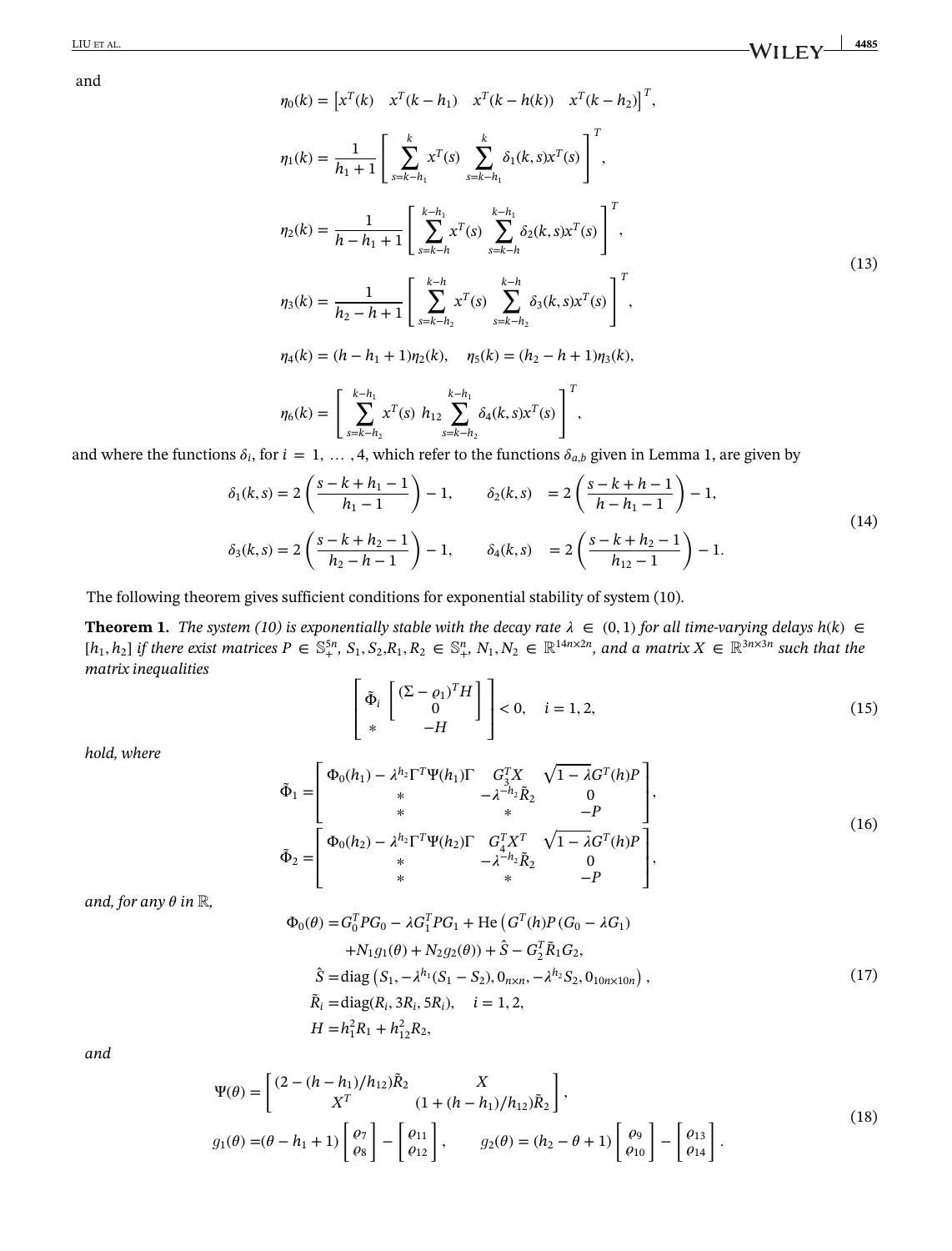and

$$
\begin{aligned}
\eta_0(k) &= \begin{bmatrix} x^T(k) & x^T(k-h_1) & x^T(k-h(k)) & x^T(k-h_2) \end{bmatrix}^T, \\
\eta_1(k) &= \frac{1}{h_1+1} \left[ \sum_{s=k-h_1}^{k} x^T(s) \quad \sum_{s=k-h_1}^{k} \delta_1(k,s) x^T(s) \right]^T, \\
\eta_2(k) &= \frac{1}{h-h_1+1} \left[ \sum_{s=k-h}^{k-h_1} x^T(s) \quad \sum_{s=k-h}^{k-h_1} \delta_2(k,s) x^T(s) \right]^T, \\
\eta_3(k) &= \frac{1}{h_2-h+1} \left[ \sum_{s=k-h_2}^{k-h} x^T(s) \quad \sum_{s=k-h_2}^{k-h} \delta_3(k,s) x^T(s) \right]^T, \\
\eta_4(k) &= (h-h_1+1)\eta_2(k), \quad \eta_5(k) = (h_2-h+1)\eta_3(k), \\
\eta_6(k) &= \left[ \sum_{s=k-h_2}^{k-h_1} x^T(s) \;\; h_{12} \sum_{s=k-h_2}^{k-h_1} \delta_4(k,s) x^T(s) \right]^T,
\end{aligned}
\tag{13}
$$

and where the functions $\delta_i$, for $i = 1, \ldots, 4$, which refer to the functions $\delta_{a,b}$ given in Lemma 1, are given by

$$
\begin{aligned}
\delta_1(k,s) &= 2\left(\frac{s-k+h_1-1}{h_1-1}\right) - 1, \qquad \delta_2(k,s) = 2\left(\frac{s-k+h-1}{h-h_1-1}\right) - 1, \\
\delta_3(k,s) &= 2\left(\frac{s-k+h_2-1}{h_2-h-1}\right) - 1, \qquad \delta_4(k,s) = 2\left(\frac{s-k+h_2-1}{h_{12}-1}\right) - 1.
\end{aligned}
\tag{14}
$$

The following theorem gives sufficient conditions for exponential stability of system (10).

**Theorem 1.** *The system (10) is exponentially stable with the decay rate $\lambda \in (0,1)$ for all time-varying delays $h(k) \in [h_1, h_2]$ if there exist matrices $P \in \mathbb{S}_+^{5n}$, $S_1, S_2, R_1, R_2 \in \mathbb{S}_+^n$, $N_1, N_2 \in \mathbb{R}^{14n \times 2n}$, and a matrix $X \in \mathbb{R}^{3n \times 3n}$ such that the matrix inequalities*

$$
\begin{bmatrix} \tilde{\Phi}_i & \begin{bmatrix} (\Sigma - \varrho_1)^T H \\ 0 \end{bmatrix} \\ * & -H \end{bmatrix} < 0, \quad i = 1, 2,
\tag{15}
$$

*hold, where*

$$
\begin{aligned}
\tilde{\Phi}_1 &= \begin{bmatrix} \Phi_0(h_1) - \lambda^{h_2} \Gamma^T \Psi(h_1) \Gamma & G_3^T X & \sqrt{1-\lambda} G^T(h) P \\ * & -\lambda^{-h_2} \tilde{R}_2 & 0 \\ * & * & -P \end{bmatrix}, \\
\tilde{\Phi}_2 &= \begin{bmatrix} \Phi_0(h_2) - \lambda^{h_2} \Gamma^T \Psi(h_2) \Gamma & G_4^T X^T & \sqrt{1-\lambda} G^T(h) P \\ * & -\lambda^{-h_2} \tilde{R}_2 & 0 \\ * & * & -P \end{bmatrix},
\end{aligned}
\tag{16}
$$

*and, for any $\theta$ in $\mathbb{R}$,*

$$
\begin{aligned}
\Phi_0(\theta) =& G_0^T P G_0 - \lambda G_1^T P G_1 + \mathrm{He}\left( G^T(h) P (G_0 - \lambda G_1) \right. \\
&\left. + N_1 g_1(\theta) + N_2 g_2(\theta) \right) + \hat{S} - G_2^T \tilde{R}_1 G_2, \\
\hat{S} =& \mathrm{diag}\left( S_1, -\lambda^{h_1}(S_1 - S_2), 0_{n \times n}, -\lambda^{h_2} S_2, 0_{10n \times 10n} \right), \\
\tilde{R}_i =& \mathrm{diag}(R_i, 3R_i, 5R_i), \quad i = 1, 2, \\
H =& h_1^2 R_1 + h_{12}^2 R_2,
\end{aligned}
\tag{17}
$$

*and*

$$
\begin{aligned}
\Psi(\theta) &= \begin{bmatrix} (2 - (h-h_1)/h_{12}) \tilde{R}_2 & X \\ X^T & (1 + (h-h_1)/h_{12}) \tilde{R}_2 \end{bmatrix}, \\
g_1(\theta) &= (\theta - h_1 + 1) \begin{bmatrix} \varrho_7 \\ \varrho_8 \end{bmatrix} - \begin{bmatrix} \varrho_{11} \\ \varrho_{12} \end{bmatrix}, \qquad g_2(\theta) = (h_2 - \theta + 1) \begin{bmatrix} \varrho_9 \\ \varrho_{10} \end{bmatrix} - \begin{bmatrix} \varrho_{13} \\ \varrho_{14} \end{bmatrix}.
\end{aligned}
\tag{18}
$$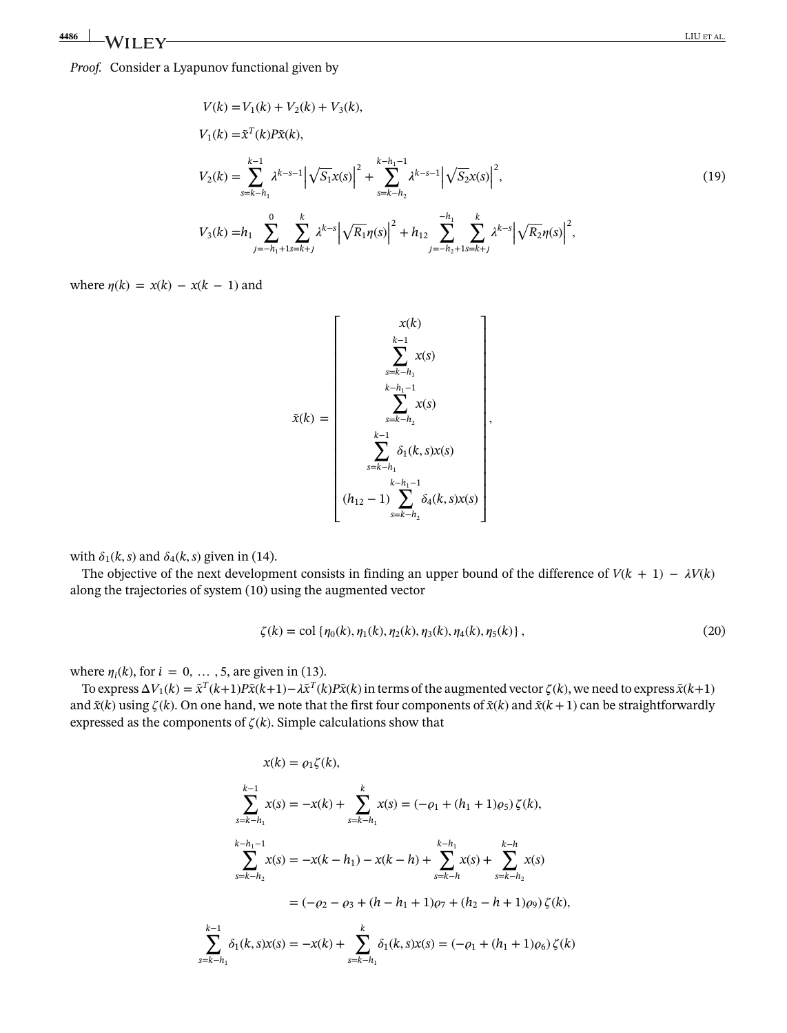*Proof.* Consider a Lyapunov functional given by

$$
\begin{aligned}
V(k) &= V_1(k) + V_2(k) + V_3(k), \\
V_1(k) &= \tilde{x}^T(k) P \tilde{x}(k), \\
V_2(k) &= \sum_{s=k-h_1}^{k-1} \lambda^{k-s-1} \left| \sqrt{S_1} x(s) \right|^2 + \sum_{s=k-h_2}^{k-h_1-1} \lambda^{k-s-1} \left| \sqrt{S_2} x(s) \right|^2, \\
V_3(k) &= h_1 \sum_{j=-h_1+1}^{0} \sum_{s=k+j}^{k} \lambda^{k-s} \left| \sqrt{R_1} \eta(s) \right|^2 + h_{12} \sum_{j=-h_2+1}^{-h_1} \sum_{s=k+j}^{k} \lambda^{k-s} \left| \sqrt{R_2} \eta(s) \right|^2,
\end{aligned}
\tag{19}
$$

where $\eta(k) = x(k) - x(k-1)$ and

$$
\tilde{x}(k) = \begin{bmatrix} x(k) \\ \sum_{s=k-h_1}^{k-1} x(s) \\ \sum_{s=k-h_2}^{k-h_1-1} x(s) \\ \sum_{s=k-h_1}^{k-1} \delta_1(k,s) x(s) \\ (h_{12}-1) \sum_{s=k-h_2}^{k-h_1-1} \delta_4(k,s) x(s) \end{bmatrix},
$$

with $\delta_1(k,s)$ and $\delta_4(k,s)$ given in (14).

The objective of the next development consists in finding an upper bound of the difference of $V(k+1) - \lambda V(k)$ along the trajectories of system (10) using the augmented vector

$$
\zeta(k) = \mathrm{col}\left\{ \eta_0(k), \eta_1(k), \eta_2(k), \eta_3(k), \eta_4(k), \eta_5(k) \right\},
\tag{20}
$$

where $\eta_i(k)$, for $i = 0, \ldots, 5$, are given in (13).

To express $\Delta V_1(k) = \tilde{x}^T(k+1) P \tilde{x}(k+1) - \lambda \tilde{x}^T(k) P \tilde{x}(k)$ in terms of the augmented vector $\zeta(k)$, we need to express $\tilde{x}(k+1)$ and $\tilde{x}(k)$ using $\zeta(k)$. On one hand, we note that the first four components of $\tilde{x}(k)$ and $\tilde{x}(k+1)$ can be straightforwardly expressed as the components of $\zeta(k)$. Simple calculations show that

$$
\begin{aligned}
x(k) &= \varrho_1 \zeta(k), \\
\sum_{s=k-h_1}^{k-1} x(s) &= -x(k) + \sum_{s=k-h_1}^{k} x(s) = \left(-\varrho_1 + (h_1+1)\varrho_5\right) \zeta(k), \\
\sum_{s=k-h_2}^{k-h_1-1} x(s) &= -x(k-h_1) - x(k-h) + \sum_{s=k-h}^{k-h_1} x(s) + \sum_{s=k-h_2}^{k-h} x(s) \\
&= \left(-\varrho_2 - \varrho_3 + (h-h_1+1)\varrho_7 + (h_2-h+1)\varrho_9\right) \zeta(k), \\
\sum_{s=k-h_1}^{k-1} \delta_1(k,s) x(s) &= -x(k) + \sum_{s=k-h_1}^{k} \delta_1(k,s) x(s) = \left(-\varrho_1 + (h_1+1)\varrho_6\right) \zeta(k)
\end{aligned}
$$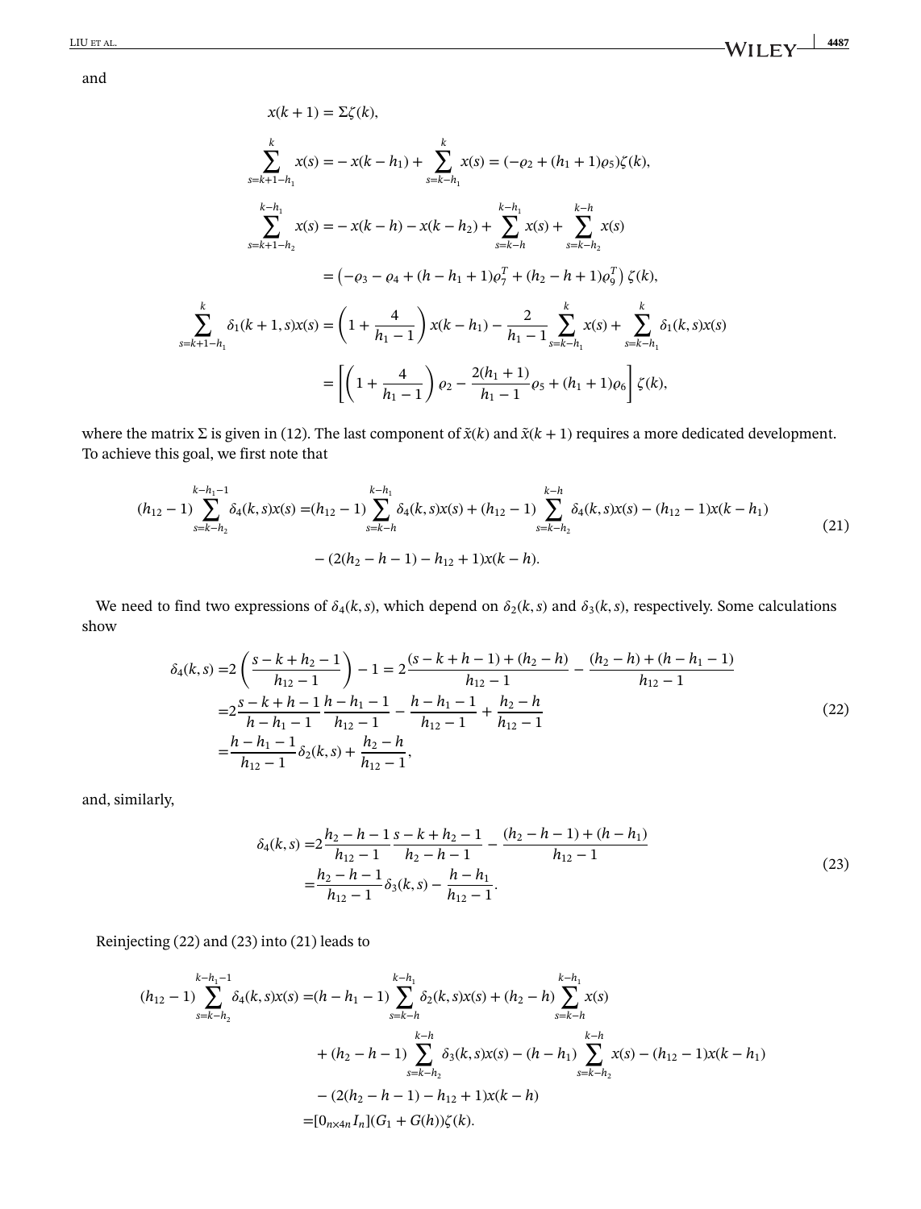and

$$
\begin{aligned}
x(k+1) &= \Sigma\zeta(k), \\
\sum_{s=k+1-h_1}^{k} x(s) &= -x(k-h_1) + \sum_{s=k-h_1}^{k} x(s) = (-\varrho_2 + (h_1+1)\varrho_5)\zeta(k), \\
\sum_{s=k+1-h_2}^{k-h_1} x(s) &= -x(k-h) - x(k-h_2) + \sum_{s=k-h}^{k-h_1} x(s) + \sum_{s=k-h_2}^{k-h} x(s) \\
&= \left(-\varrho_3 - \varrho_4 + (h-h_1+1)\varrho_7^T + (h_2-h+1)\varrho_9^T\right)\zeta(k), \\
\sum_{s=k+1-h_1}^{k} \delta_1(k+1,s)x(s) &= \left(1 + \frac{4}{h_1-1}\right)x(k-h_1) - \frac{2}{h_1-1}\sum_{s=k-h_1}^{k} x(s) + \sum_{s=k-h_1}^{k} \delta_1(k,s)x(s) \\
&= \left[\left(1 + \frac{4}{h_1-1}\right)\varrho_2 - \frac{2(h_1+1)}{h_1-1}\varrho_5 + (h_1+1)\varrho_6\right]\zeta(k),
\end{aligned}
$$

where the matrix $\Sigma$ is given in (12). The last component of $\tilde{x}(k)$ and $\tilde{x}(k+1)$ requires a more dedicated development. To achieve this goal, we first note that

$$
\begin{aligned}
(h_{12}-1)\sum_{s=k-h_2}^{k-h_1-1} \delta_4(k,s)x(s) =& (h_{12}-1)\sum_{s=k-h}^{k-h_1} \delta_4(k,s)x(s) + (h_{12}-1)\sum_{s=k-h_2}^{k-h} \delta_4(k,s)x(s) - (h_{12}-1)x(k-h_1) \\
& - (2(h_2-h-1) - h_{12} + 1)x(k-h).
\end{aligned}
\tag{21}
$$

We need to find two expressions of $\delta_4(k,s)$, which depend on $\delta_2(k,s)$ and $\delta_3(k,s)$, respectively. Some calculations show

$$
\begin{aligned}
\delta_4(k,s) =& 2\left(\frac{s-k+h_2-1}{h_{12}-1}\right) - 1 = 2\frac{(s-k+h-1)+(h_2-h)}{h_{12}-1} - \frac{(h_2-h)+(h-h_1-1)}{h_{12}-1} \\
=& 2\frac{s-k+h-1}{h-h_1-1}\frac{h-h_1-1}{h_{12}-1} - \frac{h-h_1-1}{h_{12}-1} + \frac{h_2-h}{h_{12}-1} \\
=& \frac{h-h_1-1}{h_{12}-1}\delta_2(k,s) + \frac{h_2-h}{h_{12}-1},
\end{aligned}
\tag{22}
$$

and, similarly,

$$
\begin{aligned}
\delta_4(k,s) =& 2\frac{h_2-h-1}{h_{12}-1}\frac{s-k+h_2-1}{h_2-h-1} - \frac{(h_2-h-1)+(h-h_1)}{h_{12}-1} \\
=& \frac{h_2-h-1}{h_{12}-1}\delta_3(k,s) - \frac{h-h_1}{h_{12}-1}.
\end{aligned}
\tag{23}
$$

Reinjecting (22) and (23) into (21) leads to

$$
\begin{aligned}
(h_{12}-1)\sum_{s=k-h_2}^{k-h_1-1} \delta_4(k,s)x(s) =& (h-h_1-1)\sum_{s=k-h}^{k-h_1} \delta_2(k,s)x(s) + (h_2-h)\sum_{s=k-h}^{k-h_1} x(s) \\
& + (h_2-h-1)\sum_{s=k-h_2}^{k-h} \delta_3(k,s)x(s) - (h-h_1)\sum_{s=k-h_2}^{k-h} x(s) - (h_{12}-1)x(k-h_1) \\
& - (2(h_2-h-1) - h_{12} + 1)x(k-h) \\
=& [0_{n\times 4n}\, I_n](G_1 + G(h))\zeta(k).
\end{aligned}
$$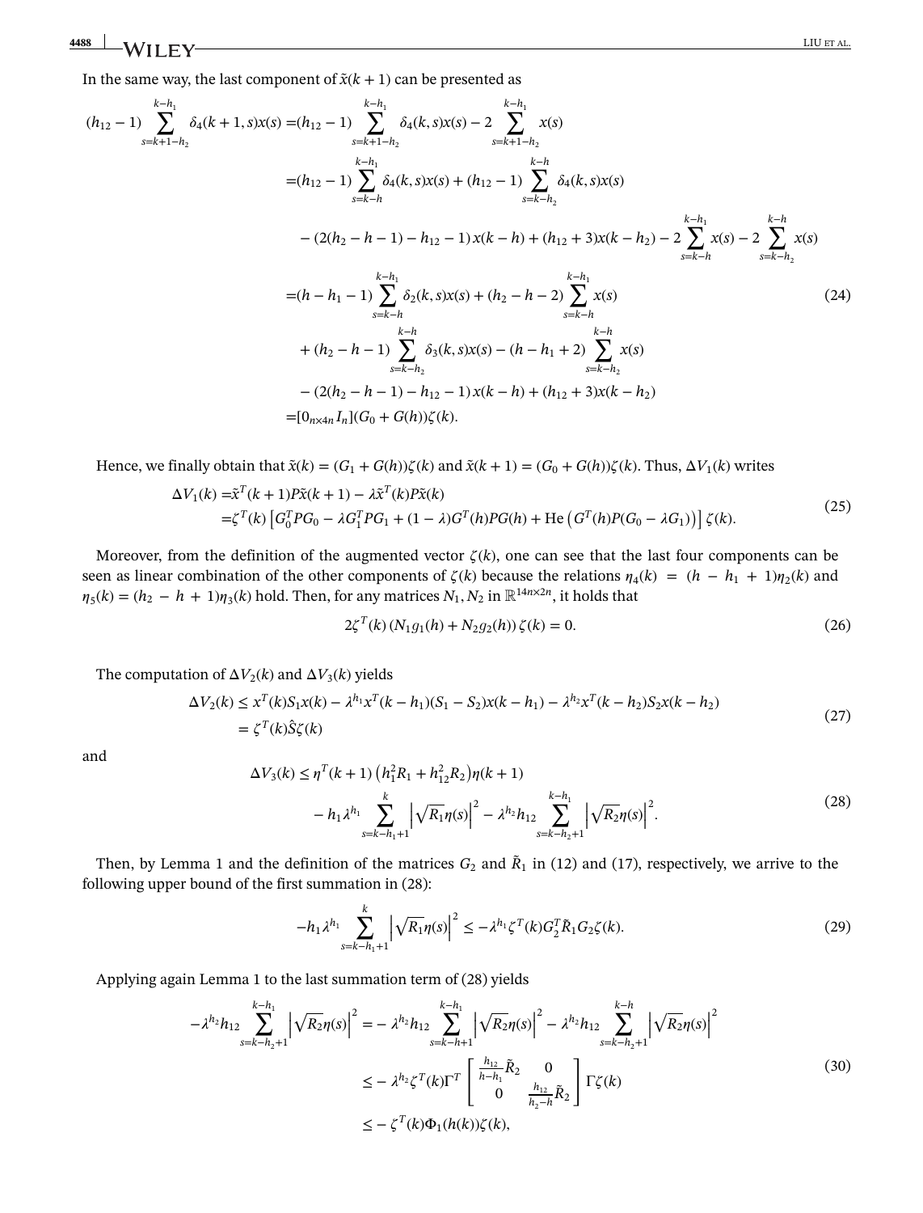In the same way, the last component of $\tilde{x}(k+1)$ can be presented as

$$
\begin{aligned}
(h_{12}-1)\sum_{s=k+1-h_2}^{k-h_1}\delta_4(k+1,s)x(s) =&(h_{12}-1)\sum_{s=k+1-h_2}^{k-h_1}\delta_4(k,s)x(s) - 2\sum_{s=k+1-h_2}^{k-h_1}x(s)\\
=&(h_{12}-1)\sum_{s=k-h}^{k-h_1}\delta_4(k,s)x(s) + (h_{12}-1)\sum_{s=k-h_2}^{k-h}\delta_4(k,s)x(s)\\
&-(2(h_2-h-1)-h_{12}-1)\,x(k-h) + (h_{12}+3)x(k-h_2) - 2\sum_{s=k-h}^{k-h_1}x(s) - 2\sum_{s=k-h_2}^{k-h}x(s)\\
=&(h-h_1-1)\sum_{s=k-h}^{k-h_1}\delta_2(k,s)x(s) + (h_2-h-2)\sum_{s=k-h}^{k-h_1}x(s)\\
&+(h_2-h-1)\sum_{s=k-h_2}^{k-h}\delta_3(k,s)x(s) - (h-h_1+2)\sum_{s=k-h_2}^{k-h}x(s)\\
&-(2(h_2-h-1)-h_{12}-1)\,x(k-h) + (h_{12}+3)x(k-h_2)\\
=&[0_{n\times 4n}\; I_n](G_0+G(h))\zeta(k).
\end{aligned}
\tag{24}
$$

Hence, we finally obtain that $\tilde{x}(k) = (G_1 + G(h))\zeta(k)$ and $\tilde{x}(k+1) = (G_0 + G(h))\zeta(k)$. Thus, $\Delta V_1(k)$ writes

$$
\begin{aligned}
\Delta V_1(k) =&\tilde{x}^T(k+1)P\tilde{x}(k+1) - \lambda\tilde{x}^T(k)P\tilde{x}(k)\\
=&\zeta^T(k)\left[G_0^TPG_0 - \lambda G_1^TPG_1 + (1-\lambda)G^T(h)PG(h) + \mathrm{He}\left(G^T(h)P(G_0-\lambda G_1)\right)\right]\zeta(k).
\end{aligned}
\tag{25}
$$

Moreover, from the definition of the augmented vector $\zeta(k)$, one can see that the last four components can be seen as linear combination of the other components of $\zeta(k)$ because the relations $\eta_4(k) = (h-h_1+1)\eta_2(k)$ and $\eta_5(k) = (h_2-h+1)\eta_3(k)$ hold. Then, for any matrices $N_1, N_2$ in $\mathbb{R}^{14n\times 2n}$, it holds that

$$
2\zeta^T(k)\left(N_1g_1(h) + N_2g_2(h)\right)\zeta(k) = 0. \tag{26}
$$

The computation of $\Delta V_2(k)$ and $\Delta V_3(k)$ yields

$$
\begin{aligned}
\Delta V_2(k) \le& x^T(k)S_1x(k) - \lambda^{h_1}x^T(k-h_1)(S_1-S_2)x(k-h_1) - \lambda^{h_2}x^T(k-h_2)S_2x(k-h_2)\\
=& \zeta^T(k)\hat{S}\zeta(k)
\end{aligned}
\tag{27}
$$

and

$$
\begin{aligned}
\Delta V_3(k) \le& \eta^T(k+1)\left(h_1^2R_1 + h_{12}^2R_2\right)\eta(k+1)\\
&- h_1\lambda^{h_1}\sum_{s=k-h_1+1}^{k}\left|\sqrt{R_1}\eta(s)\right|^2 - \lambda^{h_2}h_{12}\sum_{s=k-h_2+1}^{k-h_1}\left|\sqrt{R_2}\eta(s)\right|^2.
\end{aligned}
\tag{28}
$$

Then, by Lemma 1 and the definition of the matrices $G_2$ and $\tilde{R}_1$ in (12) and (17), respectively, we arrive to the following upper bound of the first summation in (28):

$$
-h_1\lambda^{h_1}\sum_{s=k-h_1+1}^{k}\left|\sqrt{R_1}\eta(s)\right|^2 \le -\lambda^{h_1}\zeta^T(k)G_2^T\tilde{R}_1G_2\zeta(k). \tag{29}
$$

Applying again Lemma 1 to the last summation term of (28) yields

$$
\begin{aligned}
-\lambda^{h_2}h_{12}\sum_{s=k-h_2+1}^{k-h_1}\left|\sqrt{R_2}\eta(s)\right|^2 =& -\lambda^{h_2}h_{12}\sum_{s=k-h+1}^{k-h_1}\left|\sqrt{R_2}\eta(s)\right|^2 - \lambda^{h_2}h_{12}\sum_{s=k-h_2+1}^{k-h}\left|\sqrt{R_2}\eta(s)\right|^2\\
\le& -\lambda^{h_2}\zeta^T(k)\Gamma^T\begin{bmatrix}\frac{h_{12}}{h-h_1}\tilde{R}_2 & 0\\ 0 & \frac{h_{12}}{h_2-h}\tilde{R}_2\end{bmatrix}\Gamma\zeta(k)\\
\le& -\zeta^T(k)\Phi_1(h(k))\zeta(k),
\end{aligned}
\tag{30}
$$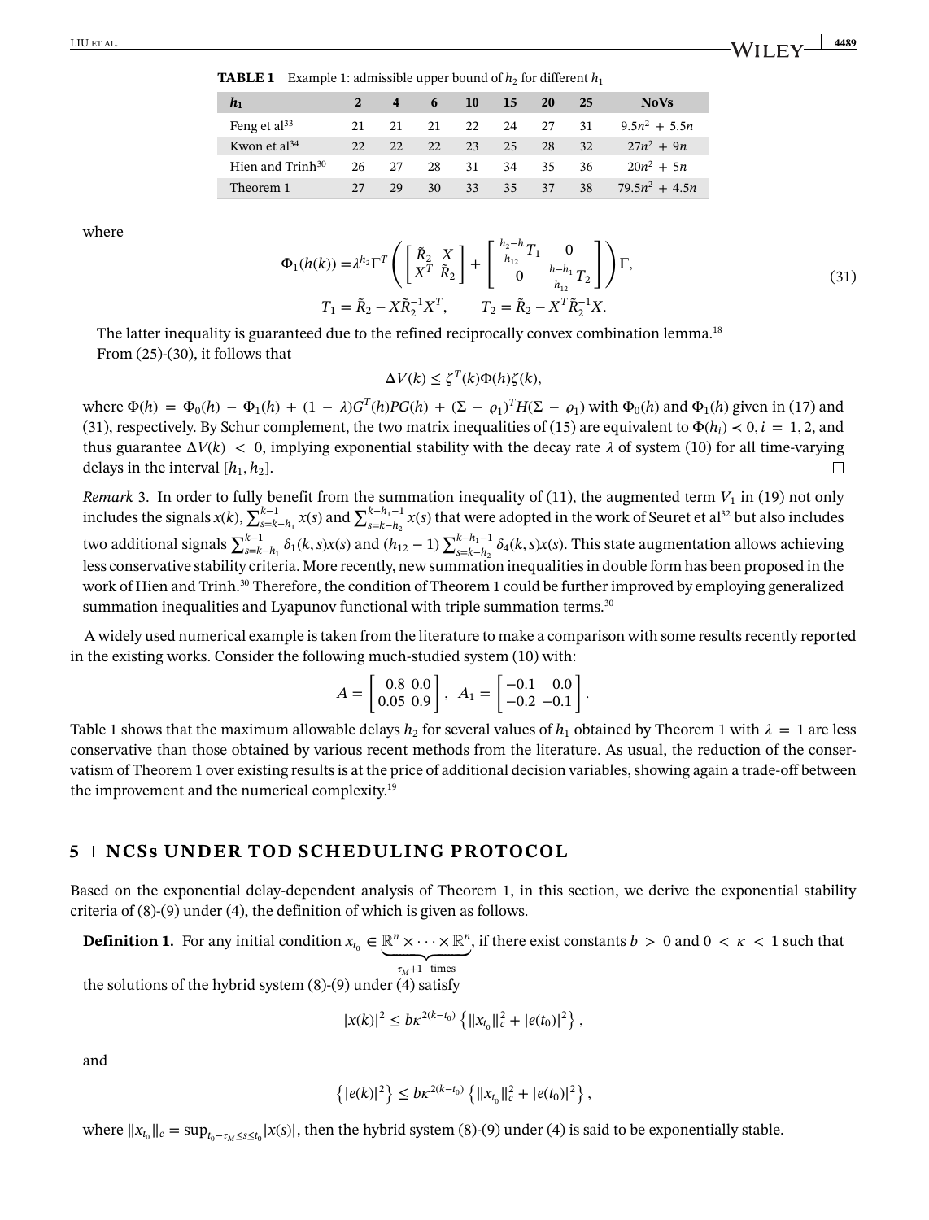**TABLE 1** Example 1: admissible upper bound of $h_2$ for different $h_1$

| $h_1$ | 2 | 4 | 6 | 10 | 15 | 20 | 25 | NoVs |
|---|---|---|---|---|---|---|---|---|
| Feng et al[33] | 21 | 21 | 21 | 22 | 24 | 27 | 31 | $9.5n^2 + 5.5n$ |
| Kwon et al[34] | 22 | 22 | 22 | 23 | 25 | 28 | 32 | $27n^2 + 9n$ |
| Hien and Trinh[30] | 26 | 27 | 28 | 31 | 34 | 35 | 36 | $20n^2 + 5n$ |
| Theorem 1 | 27 | 29 | 30 | 33 | 35 | 37 | 38 | $79.5n^2 + 4.5n$ |

where

$$\Phi_1(h(k)) = \lambda^{h_2}\Gamma^T\left(\begin{bmatrix} \tilde{R}_2 & X \\ X^T & \tilde{R}_2 \end{bmatrix} + \begin{bmatrix} \frac{h_2-h}{h_{12}}T_1 & 0 \\ 0 & \frac{h-h_1}{h_{12}}T_2 \end{bmatrix}\right)\Gamma, \tag{31}$$

$$T_1 = \tilde{R}_2 - X\tilde{R}_2^{-1}X^T, \qquad T_2 = \tilde{R}_2 - X^T\tilde{R}_2^{-1}X.$$

The latter inequality is guaranteed due to the refined reciprocally convex combination lemma.[18]

From (25)-(30), it follows that

$$\Delta V(k) \leq \zeta^T(k)\Phi(h)\zeta(k),$$

where $\Phi(h) = \Phi_0(h) - \Phi_1(h) + (1-\lambda)G^T(h)PG(h) + (\Sigma - \varrho_1)^T H(\Sigma - \varrho_1)$ with $\Phi_0(h)$ and $\Phi_1(h)$ given in (17) and (31), respectively. By Schur complement, the two matrix inequalities of (15) are equivalent to $\Phi(h_i) \prec 0, i = 1, 2$, and thus guarantee $\Delta V(k) < 0$, implying exponential stability with the decay rate $\lambda$ of system (10) for all time-varying delays in the interval $[h_1, h_2]$. □

*Remark* 3. In order to fully benefit from the summation inequality of (11), the augmented term $V_1$ in (19) not only includes the signals $x(k)$, $\sum_{s=k-h_1}^{k-1} x(s)$ and $\sum_{s=k-h_2}^{k-h_1-1} x(s)$ that were adopted in the work of Seuret et al[32] but also includes two additional signals $\sum_{s=k-h_1}^{k-1} \delta_1(k,s)x(s)$ and $(h_{12}-1)\sum_{s=k-h_2}^{k-h_1-1} \delta_4(k,s)x(s)$. This state augmentation allows achieving less conservative stability criteria. More recently, new summation inequalities in double form has been proposed in the work of Hien and Trinh.[30] Therefore, the condition of Theorem 1 could be further improved by employing generalized summation inequalities and Lyapunov functional with triple summation terms.[30]

A widely used numerical example is taken from the literature to make a comparison with some results recently reported in the existing works. Consider the following much-studied system (10) with:

$$A = \begin{bmatrix} 0.8 & 0.0 \\ 0.05 & 0.9 \end{bmatrix}, \quad A_1 = \begin{bmatrix} -0.1 & 0.0 \\ -0.2 & -0.1 \end{bmatrix}.$$

Table 1 shows that the maximum allowable delays $h_2$ for several values of $h_1$ obtained by Theorem 1 with $\lambda = 1$ are less conservative than those obtained by various recent methods from the literature. As usual, the reduction of the conservatism of Theorem 1 over existing results is at the price of additional decision variables, showing again a trade-off between the improvement and the numerical complexity.[19]

## 5 | NCSs UNDER TOD SCHEDULING PROTOCOL

Based on the exponential delay-dependent analysis of Theorem 1, in this section, we derive the exponential stability criteria of (8)-(9) under (4), the definition of which is given as follows.

**Definition 1.** For any initial condition $x_{t_0} \in \underbrace{\mathbb{R}^n \times \cdots \times \mathbb{R}^n}_{\tau_M+1 \text{ times}}$, if there exist constants $b > 0$ and $0 < \kappa < 1$ such that the solutions of the hybrid system (8)-(9) under (4) satisfy

$$|x(k)|^2 \leq b\kappa^{2(k-t_0)}\left\{\|x_{t_0}\|_c^2 + |e(t_0)|^2\right\},$$

and

$$\left\{|e(k)|^2\right\} \leq b\kappa^{2(k-t_0)}\left\{\|x_{t_0}\|_c^2 + |e(t_0)|^2\right\},$$

where $\|x_{t_0}\|_c = \sup_{t_0-\tau_M \leq s \leq t_0}|x(s)|$, then the hybrid system (8)-(9) under (4) is said to be exponentially stable.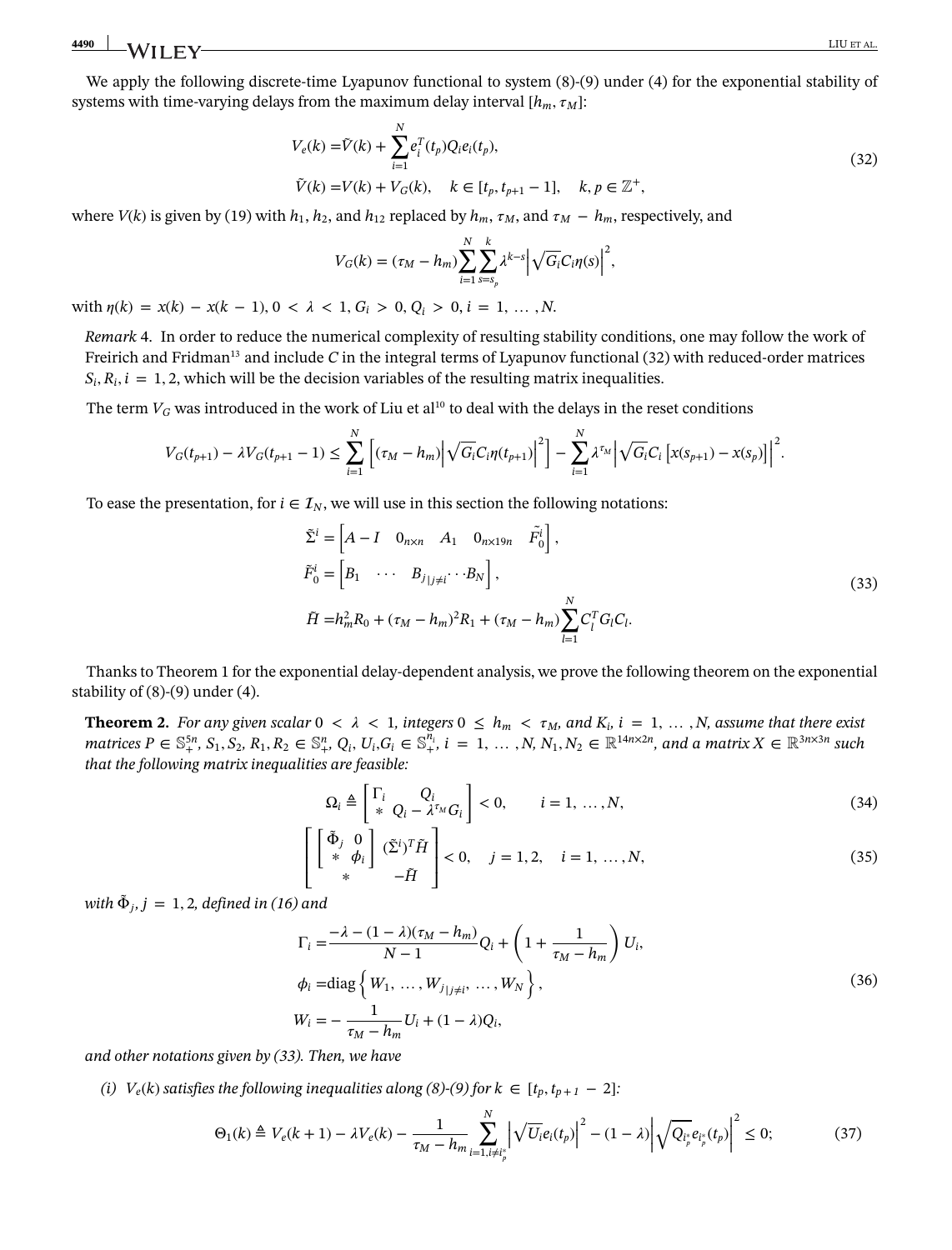We apply the following discrete-time Lyapunov functional to system (8)-(9) under (4) for the exponential stability of systems with time-varying delays from the maximum delay interval $[h_m, \tau_M]$:

$$
\begin{aligned}
V_e(k) =& \tilde{V}(k) + \sum_{i=1}^{N} e_i^T(t_p) Q_i e_i(t_p), \\
\tilde{V}(k) =& V(k) + V_G(k), \quad k \in [t_p, t_{p+1} - 1], \quad k, p \in \mathbb{Z}^+,
\end{aligned}
\tag{32}
$$

where $V(k)$ is given by (19) with $h_1$, $h_2$, and $h_{12}$ replaced by $h_m$, $\tau_M$, and $\tau_M - h_m$, respectively, and

$$
V_G(k) = (\tau_M - h_m) \sum_{i=1}^{N} \sum_{s=s_p}^{k} \lambda^{k-s} \left| \sqrt{G_i} C_i \eta(s) \right|^2,
$$

with $\eta(k) = x(k) - x(k-1)$, $0 < \lambda < 1$, $G_i > 0$, $Q_i > 0$, $i = 1, \dots, N$.

*Remark* 4. In order to reduce the numerical complexity of resulting stability conditions, one may follow the work of Freirich and Fridman[13] and include $C$ in the integral terms of Lyapunov functional (32) with reduced-order matrices $S_i, R_i, i = 1, 2$, which will be the decision variables of the resulting matrix inequalities.

The term $V_G$ was introduced in the work of Liu et al[10] to deal with the delays in the reset conditions

$$
V_G(t_{p+1}) - \lambda V_G(t_{p+1} - 1) \leq \sum_{i=1}^{N} \left[ (\tau_M - h_m) \left| \sqrt{G_i} C_i \eta(t_{p+1}) \right|^2 \right] - \sum_{i=1}^{N} \lambda^{\tau_M} \left| \sqrt{G_i} C_i \left[ x(s_{p+1}) - x(s_p) \right] \right|^2.
$$

To ease the presentation, for $i \in \mathcal{I}_N$, we will use in this section the following notations:

$$
\begin{aligned}
\tilde{\Sigma}^i =& \begin{bmatrix} A - I & 0_{n \times n} & A_1 & 0_{n \times 19n} & \tilde{F}_0^i \end{bmatrix}, \\
\tilde{F}_0^i =& \begin{bmatrix} B_1 & \cdots & B_{j|j \neq i} \cdots B_N \end{bmatrix}, \\
\tilde{H} =& h_m^2 R_0 + (\tau_M - h_m)^2 R_1 + (\tau_M - h_m) \sum_{l=1}^{N} C_l^T G_l C_l.
\end{aligned}
\tag{33}
$$

Thanks to Theorem 1 for the exponential delay-dependent analysis, we prove the following theorem on the exponential stability of (8)-(9) under (4).

**Theorem 2.** *For any given scalar $0 < \lambda < 1$, integers $0 \leq h_m < \tau_M$, and $K_i$, $i = 1, \dots, N$, assume that there exist matrices $P \in \mathbb{S}_+^{5n}$, $S_1, S_2, R_1, R_2 \in \mathbb{S}_+^n$, $Q_i, U_i, G_i \in \mathbb{S}_+^{n_i}$, $i = 1, \dots, N$, $N_1, N_2 \in \mathbb{R}^{14n \times 2n}$, and a matrix $X \in \mathbb{R}^{3n \times 3n}$ such that the following matrix inequalities are feasible:*

$$
\Omega_i \triangleq \begin{bmatrix} \Gamma_i & Q_i \\ * & Q_i - \lambda^{\tau_M} G_i \end{bmatrix} < 0, \qquad i = 1, \dots, N,
\tag{34}
$$

$$
\begin{bmatrix} \begin{bmatrix} \tilde{\Phi}_j & 0 \\ * & \phi_i \end{bmatrix} & (\tilde{\Sigma}^i)^T \tilde{H} \\ * & -\tilde{H} \end{bmatrix} < 0, \quad j = 1, 2, \quad i = 1, \dots, N,
\tag{35}
$$

*with $\tilde{\Phi}_j$, $j = 1, 2$, defined in (16) and*

$$
\begin{aligned}
\Gamma_i =& \frac{-\lambda - (1 - \lambda)(\tau_M - h_m)}{N - 1} Q_i + \left( 1 + \frac{1}{\tau_M - h_m} \right) U_i, \\
\phi_i =& \operatorname{diag} \left\{ W_1, \dots, W_{j|j \neq i}, \dots, W_N \right\}, \\
W_i =& -\frac{1}{\tau_M - h_m} U_i + (1 - \lambda) Q_i,
\end{aligned}
\tag{36}
$$

*and other notations given by (33). Then, we have*

*(i) $V_e(k)$ satisfies the following inequalities along (8)-(9) for $k \in [t_p, t_{p+1} - 2]$:*

$$
\Theta_1(k) \triangleq V_e(k+1) - \lambda V_e(k) - \frac{1}{\tau_M - h_m} \sum_{i=1, i \neq i_p^*}^{N} \left| \sqrt{U_i} e_i(t_p) \right|^2 - (1 - \lambda) \left| \sqrt{Q_{i_p^*}} e_{i_p^*}(t_p) \right|^2 \leq 0;
\tag{37}
$$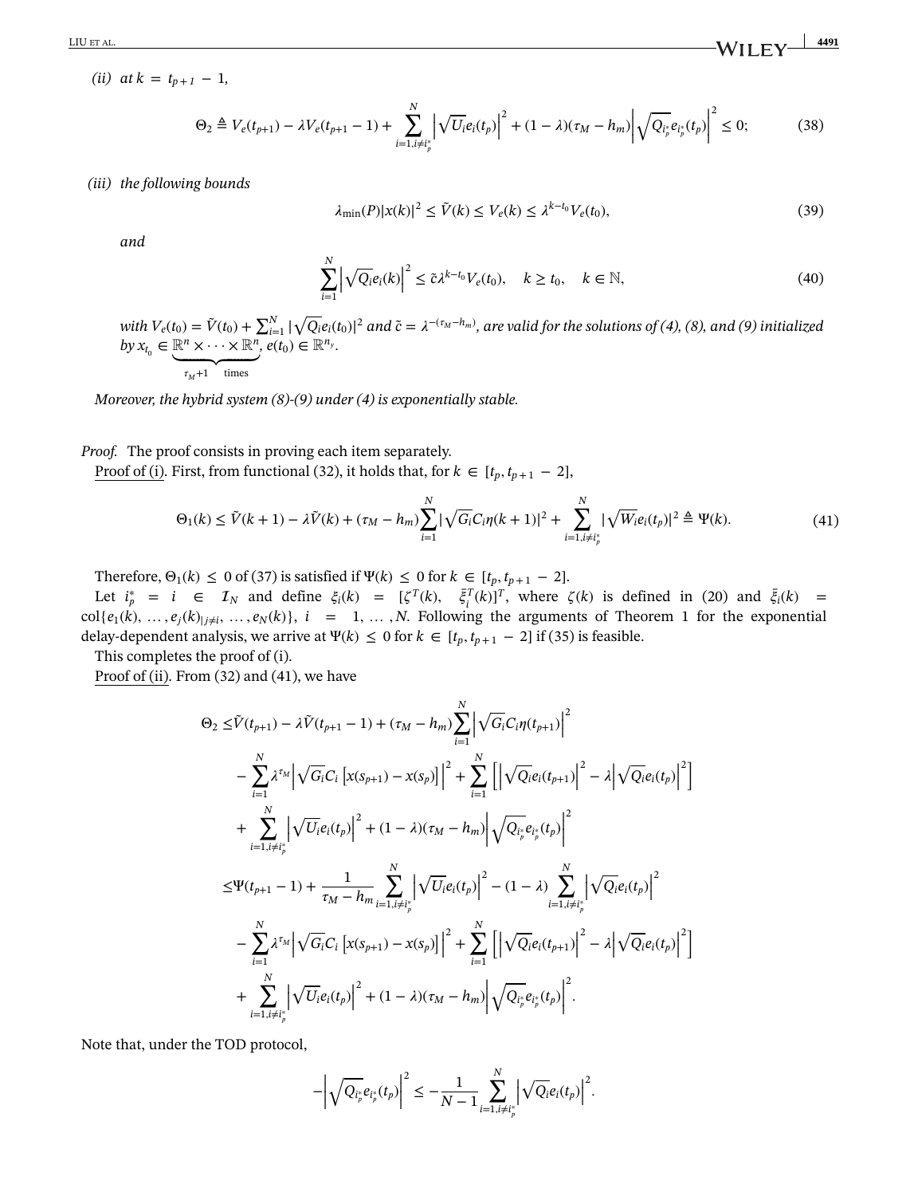*(ii) at $k = t_{p+1} - 1$,*

$$\Theta_2 \triangleq V_e(t_{p+1}) - \lambda V_e(t_{p+1}-1) + \sum_{i=1, i\neq i_p^*}^{N} \left|\sqrt{U_i} e_i(t_p)\right|^2 + (1-\lambda)(\tau_M - h_m)\left|\sqrt{Q_{i_p^*}} e_{i_p^*}(t_p)\right|^2 \leq 0; \tag{38}$$

*(iii) the following bounds*

$$\lambda_{\min}(P)|x(k)|^2 \leq \tilde{V}(k) \leq V_e(k) \leq \lambda^{k-t_0} V_e(t_0), \tag{39}$$

*and*

$$\sum_{i=1}^{N} \left|\sqrt{Q_i} e_i(k)\right|^2 \leq \tilde{c}\lambda^{k-t_0} V_e(t_0), \quad k \geq t_0, \quad k \in \mathbb{N}, \tag{40}$$

*with $V_e(t_0) = \tilde{V}(t_0) + \sum_{i=1}^{N} |\sqrt{Q_i} e_i(t_0)|^2$ and $\tilde{c} = \lambda^{-(\tau_M - h_m)}$, are valid for the solutions of (4), (8), and (9) initialized by $x_{t_0} \in \underbrace{\mathbb{R}^n \times \cdots \times \mathbb{R}^n}_{\tau_M+1 \quad \text{times}}$, $e(t_0) \in \mathbb{R}^{n_y}$.*

*Moreover, the hybrid system (8)-(9) under (4) is exponentially stable.*

*Proof.* The proof consists in proving each item separately.

Proof of (i). First, from functional (32), it holds that, for $k \in [t_p, t_{p+1} - 2]$,

$$\Theta_1(k) \leq \tilde{V}(k+1) - \lambda \tilde{V}(k) + (\tau_M - h_m)\sum_{i=1}^{N} |\sqrt{G_i} C_i \eta(k+1)|^2 + \sum_{i=1, i\neq i_p^*}^{N} |\sqrt{W_i} e_i(t_p)|^2 \triangleq \Psi(k). \tag{41}$$

Therefore, $\Theta_1(k) \leq 0$ of (37) is satisfied if $\Psi(k) \leq 0$ for $k \in [t_p, t_{p+1} - 2]$.

Let $i_p^* = i \in \mathcal{I}_N$ and define $\xi_i(k) = [\zeta^T(k), \quad \bar{\xi}_i^T(k)]^T$, where $\zeta(k)$ is defined in (20) and $\bar{\xi}_i(k) = \text{col}\{e_1(k), \ldots, e_j(k)|_{j\neq i}, \ldots, e_N(k)\}$, $i = 1, \ldots, N$. Following the arguments of Theorem 1 for the exponential delay-dependent analysis, we arrive at $\Psi(k) \leq 0$ for $k \in [t_p, t_{p+1} - 2]$ if (35) is feasible.

This completes the proof of (i).

Proof of (ii). From (32) and (41), we have

$$\begin{aligned}
\Theta_2 \leq& \tilde{V}(t_{p+1}) - \lambda \tilde{V}(t_{p+1}-1) + (\tau_M - h_m)\sum_{i=1}^{N}\left|\sqrt{G_i} C_i \eta(t_{p+1})\right|^2 \\
&- \sum_{i=1}^{N} \lambda^{\tau_M}\left|\sqrt{G_i} C_i \left[x(s_{p+1}) - x(s_p)\right]\right|^2 + \sum_{i=1}^{N}\left[\left|\sqrt{Q_i} e_i(t_{p+1})\right|^2 - \lambda\left|\sqrt{Q_i} e_i(t_p)\right|^2\right] \\
&+ \sum_{i=1, i\neq i_p^*}^{N}\left|\sqrt{U_i} e_i(t_p)\right|^2 + (1-\lambda)(\tau_M - h_m)\left|\sqrt{Q_{i_p^*}} e_{i_p^*}(t_p)\right|^2 \\
\leq& \Psi(t_{p+1}-1) + \frac{1}{\tau_M - h_m}\sum_{i=1, i\neq i_p^*}^{N}\left|\sqrt{U_i} e_i(t_p)\right|^2 - (1-\lambda)\sum_{i=1, i\neq i_p^*}^{N}\left|\sqrt{Q_i} e_i(t_p)\right|^2 \\
&- \sum_{i=1}^{N} \lambda^{\tau_M}\left|\sqrt{G_i} C_i \left[x(s_{p+1}) - x(s_p)\right]\right|^2 + \sum_{i=1}^{N}\left[\left|\sqrt{Q_i} e_i(t_{p+1})\right|^2 - \lambda\left|\sqrt{Q_i} e_i(t_p)\right|^2\right] \\
&+ \sum_{i=1, i\neq i_p^*}^{N}\left|\sqrt{U_i} e_i(t_p)\right|^2 + (1-\lambda)(\tau_M - h_m)\left|\sqrt{Q_{i_p^*}} e_{i_p^*}(t_p)\right|^2.
\end{aligned}$$

Note that, under the TOD protocol,

$$-\left|\sqrt{Q_{i_p^*}} e_{i_p^*}(t_p)\right|^2 \leq -\frac{1}{N-1}\sum_{i=1, i\neq i_p^*}^{N}\left|\sqrt{Q_i} e_i(t_p)\right|^2.$$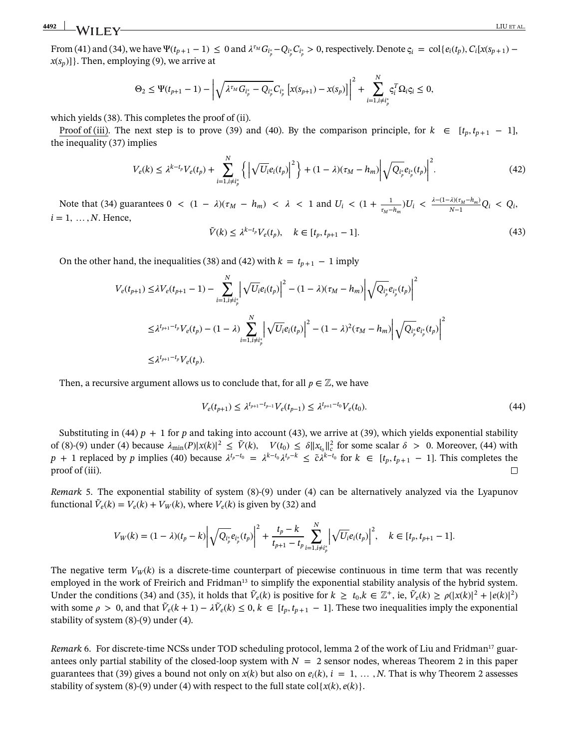From (41) and (34), we have $\Psi(t_{p+1}-1) \leq 0$ and $\lambda^{\tau_M} G_{i_p^*} - Q_{i_p^*} C_{i_p^*} > 0$, respectively. Denote $\varsigma_i = \text{col}\{e_i(t_p), C_i[x(s_{p+1}) - x(s_p)]\}$. Then, employing (9), we arrive at

$$\Theta_2 \leq \Psi(t_{p+1}-1) - \left|\sqrt{\lambda^{\tau_M} G_{i_p^*} - Q_{i_p^*}} C_{i_p^*} \left[x(s_{p+1}) - x(s_p)\right]\right|^2 + \sum_{i=1, i \neq i_p^*}^{N} \varsigma_i^T \Omega_i \varsigma_i \leq 0,$$

which yields (38). This completes the proof of (ii).

Proof of (iii). The next step is to prove (39) and (40). By the comparison principle, for $k \in [t_p, t_{p+1}-1]$, the inequality (37) implies

$$V_e(k) \leq \lambda^{k-t_p} V_e(t_p) + \sum_{i=1, i \neq i_p^*}^{N} \left\{ \left|\sqrt{U_i} e_i(t_p)\right|^2 \right\} + (1-\lambda)(\tau_M - h_m) \left|\sqrt{Q_{i_p^*}} e_{i_p^*}(t_p)\right|^2. \tag{42}$$

Note that (34) guarantees $0 < (1-\lambda)(\tau_M - h_m) < \lambda < 1$ and $U_i < (1 + \frac{1}{\tau_M - h_m}) U_i < \frac{\lambda - (1-\lambda)(\tau_M - h_m)}{N-1} Q_i < Q_i$, $i = 1, \ldots, N$. Hence,

$$\tilde{V}(k) \leq \lambda^{k-t_p} V_e(t_p), \quad k \in [t_p, t_{p+1}-1]. \tag{43}$$

On the other hand, the inequalities (38) and (42) with $k = t_{p+1} - 1$ imply

$$\begin{aligned}
V_e(t_{p+1}) &\leq \lambda V_e(t_{p+1}-1) - \sum_{i=1, i \neq i_p^*}^{N} \left|\sqrt{U_i} e_i(t_p)\right|^2 - (1-\lambda)(\tau_M - h_m) \left|\sqrt{Q_{i_p^*}} e_{i_p^*}(t_p)\right|^2 \\
&\leq \lambda^{t_{p+1}-t_p} V_e(t_p) - (1-\lambda) \sum_{i=1, i \neq i_p^*}^{N} \left|\sqrt{U_i} e_i(t_p)\right|^2 - (1-\lambda)^2(\tau_M - h_m) \left|\sqrt{Q_{i_p^*}} e_{i_p^*}(t_p)\right|^2 \\
&\leq \lambda^{t_{p+1}-t_p} V_e(t_p).
\end{aligned}$$

Then, a recursive argument allows us to conclude that, for all $p \in \mathbb{Z}$, we have

$$V_e(t_{p+1}) \leq \lambda^{t_{p+1}-t_{p-1}} V_e(t_{p-1}) \leq \lambda^{t_{p+1}-t_0} V_e(t_0). \tag{44}$$

Substituting in (44) $p+1$ for $p$ and taking into account (43), we arrive at (39), which yields exponential stability of (8)-(9) under (4) because $\lambda_{\min}(P)|x(k)|^2 \leq \tilde{V}(k), \quad V(t_0) \leq \delta \|x_{t_0}\|_c^2$ for some scalar $\delta > 0$. Moreover, (44) with $p+1$ replaced by $p$ implies (40) because $\lambda^{t_p - t_0} = \lambda^{k-t_0} \lambda^{t_p - k} \leq \tilde{c} \lambda^{k-t_0}$ for $k \in [t_p, t_{p+1}-1]$. This completes the proof of (iii). □

*Remark* 5. The exponential stability of system (8)-(9) under (4) can be alternatively analyzed via the Lyapunov functional $\tilde{V}_e(k) = V_e(k) + V_W(k)$, where $V_e(k)$ is given by (32) and

$$V_W(k) = (1-\lambda)(t_p - k) \left|\sqrt{Q_{i_p^*}} e_{i_p^*}(t_p)\right|^2 + \frac{t_p - k}{t_{p+1} - t_p} \sum_{i=1, i \neq i_p^*}^{N} \left|\sqrt{U_i} e_i(t_p)\right|^2, \quad k \in [t_p, t_{p+1}-1].$$

The negative term $V_W(k)$ is a discrete-time counterpart of piecewise continuous in time term that was recently employed in the work of Freirich and Fridman[13] to simplify the exponential stability analysis of the hybrid system. Under the conditions (34) and (35), it holds that $\tilde{V}_e(k)$ is positive for $k \geq t_0, k \in \mathbb{Z}^+$, ie, $\tilde{V}_e(k) \geq \rho(|x(k)|^2 + |e(k)|^2)$ with some $\rho > 0$, and that $\tilde{V}_e(k+1) - \lambda \tilde{V}_e(k) \leq 0$, $k \in [t_p, t_{p+1}-1]$. These two inequalities imply the exponential stability of system (8)-(9) under (4).

*Remark* 6. For discrete-time NCSs under TOD scheduling protocol, lemma 2 of the work of Liu and Fridman[17] guarantees only partial stability of the closed-loop system with $N = 2$ sensor nodes, whereas Theorem 2 in this paper guarantees that (39) gives a bound not only on $x(k)$ but also on $e_i(k)$, $i = 1, \ldots, N$. That is why Theorem 2 assesses stability of system (8)-(9) under (4) with respect to the full state $\text{col}\{x(k), e(k)\}$.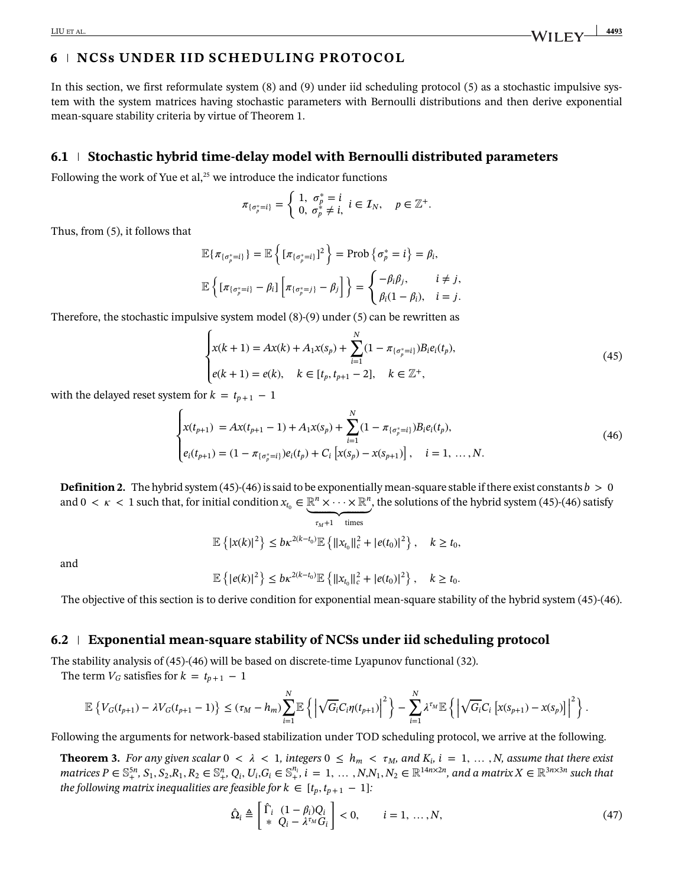## 6 | NCSs UNDER IID SCHEDULING PROTOCOL

In this section, we first reformulate system (8) and (9) under iid scheduling protocol (5) as a stochastic impulsive system with the system matrices having stochastic parameters with Bernoulli distributions and then derive exponential mean-square stability criteria by virtue of Theorem 1.

### 6.1 | Stochastic hybrid time-delay model with Bernoulli distributed parameters

Following the work of Yue et al,[25] we introduce the indicator functions

$$\pi_{\{\sigma_p^*=i\}} = \begin{cases} 1, & \sigma_p^* = i \\ 0, & \sigma_p^* \neq i, \end{cases} \quad i \in \mathcal{I}_N, \quad p \in \mathbb{Z}^+.$$

Thus, from (5), it follows that

$$\mathbb{E}\{\pi_{\{\sigma_p^*=i\}}\} = \mathbb{E}\left\{[\pi_{\{\sigma_p^*=i\}}]^2\right\} = \text{Prob}\left\{\sigma_p^* = i\right\} = \beta_i,$$

$$\mathbb{E}\left\{[\pi_{\{\sigma_p^*=i\}} - \beta_i]\left[\pi_{\{\sigma_p^*=j\}} - \beta_j\right]\right\} = \begin{cases} -\beta_i\beta_j, & i \neq j, \\ \beta_i(1-\beta_i), & i = j. \end{cases}$$

Therefore, the stochastic impulsive system model (8)-(9) under (5) can be rewritten as

$$\begin{cases} x(k+1) = Ax(k) + A_1 x(s_p) + \sum_{i=1}^{N}(1 - \pi_{\{\sigma_p^*=i\}})B_i e_i(t_p), \\ e(k+1) = e(k), \quad k \in [t_p, t_{p+1} - 2], \quad k \in \mathbb{Z}^+, \end{cases} \tag{45}$$

with the delayed reset system for $k = t_{p+1} - 1$

$$\begin{cases} x(t_{p+1}) = Ax(t_{p+1} - 1) + A_1 x(s_p) + \sum_{i=1}^{N}(1 - \pi_{\{\sigma_p^*=i\}})B_i e_i(t_p), \\ e_i(t_{p+1}) = (1 - \pi_{\{\sigma_p^*=i\}})e_i(t_p) + C_i\left[x(s_p) - x(s_{p+1})\right], \quad i = 1, \dots, N. \end{cases} \tag{46}$$

**Definition 2.** The hybrid system (45)-(46) is said to be exponentially mean-square stable if there exist constants $b > 0$ and $0 < \kappa < 1$ such that, for initial condition $x_{t_0} \in \underbrace{\mathbb{R}^n \times \cdots \times \mathbb{R}^n}_{\tau_M+1 \quad \text{times}}$, the solutions of the hybrid system (45)-(46) satisfy

$$\mathbb{E}\left\{|x(k)|^2\right\} \leq b\kappa^{2(k-t_0)}\mathbb{E}\left\{\|x_{t_0}\|_c^2 + |e(t_0)|^2\right\}, \quad k \geq t_0,$$

and

$$\mathbb{E}\left\{|e(k)|^2\right\} \leq b\kappa^{2(k-t_0)}\mathbb{E}\left\{\|x_{t_0}\|_c^2 + |e(t_0)|^2\right\}, \quad k \geq t_0.$$

The objective of this section is to derive condition for exponential mean-square stability of the hybrid system (45)-(46).

### 6.2 | Exponential mean-square stability of NCSs under iid scheduling protocol

The stability analysis of (45)-(46) will be based on discrete-time Lyapunov functional (32).

The term $V_G$ satisfies for $k = t_{p+1} - 1$

$$\mathbb{E}\left\{V_G(t_{p+1}) - \lambda V_G(t_{p+1} - 1)\right\} \leq (\tau_M - h_m)\sum_{i=1}^{N}\mathbb{E}\left\{\left|\sqrt{G_i}C_i\eta(t_{p+1})\right|^2\right\} - \sum_{i=1}^{N}\lambda^{\tau_M}\mathbb{E}\left\{\left|\sqrt{G_i}C_i\left[x(s_{p+1}) - x(s_p)\right]\right|^2\right\}.$$

Following the arguments for network-based stabilization under TOD scheduling protocol, we arrive at the following.

**Theorem 3.** *For any given scalar $0 < \lambda < 1$, integers $0 \leq h_m < \tau_M$, and $K_i$, $i = 1, \dots, N$, assume that there exist matrices $P \in \mathbb{S}_+^{5n}$, $S_1, S_2, R_1, R_2 \in \mathbb{S}_+^n$, $Q_i, U_i, G_i \in \mathbb{S}_+^{n_i}$, $i = 1, \dots, N$, $N_1, N_2 \in \mathbb{R}^{14n \times 2n}$, and a matrix $X \in \mathbb{R}^{3n \times 3n}$ such that the following matrix inequalities are feasible for $k \in [t_p, t_{p+1} - 1]$:*

$$\hat{\Omega}_i \triangleq \begin{bmatrix} \hat{\Gamma}_i & (1-\beta_i)Q_i \\ * & Q_i - \lambda^{\tau_M}G_i \end{bmatrix} < 0, \qquad i = 1, \dots, N, \tag{47}$$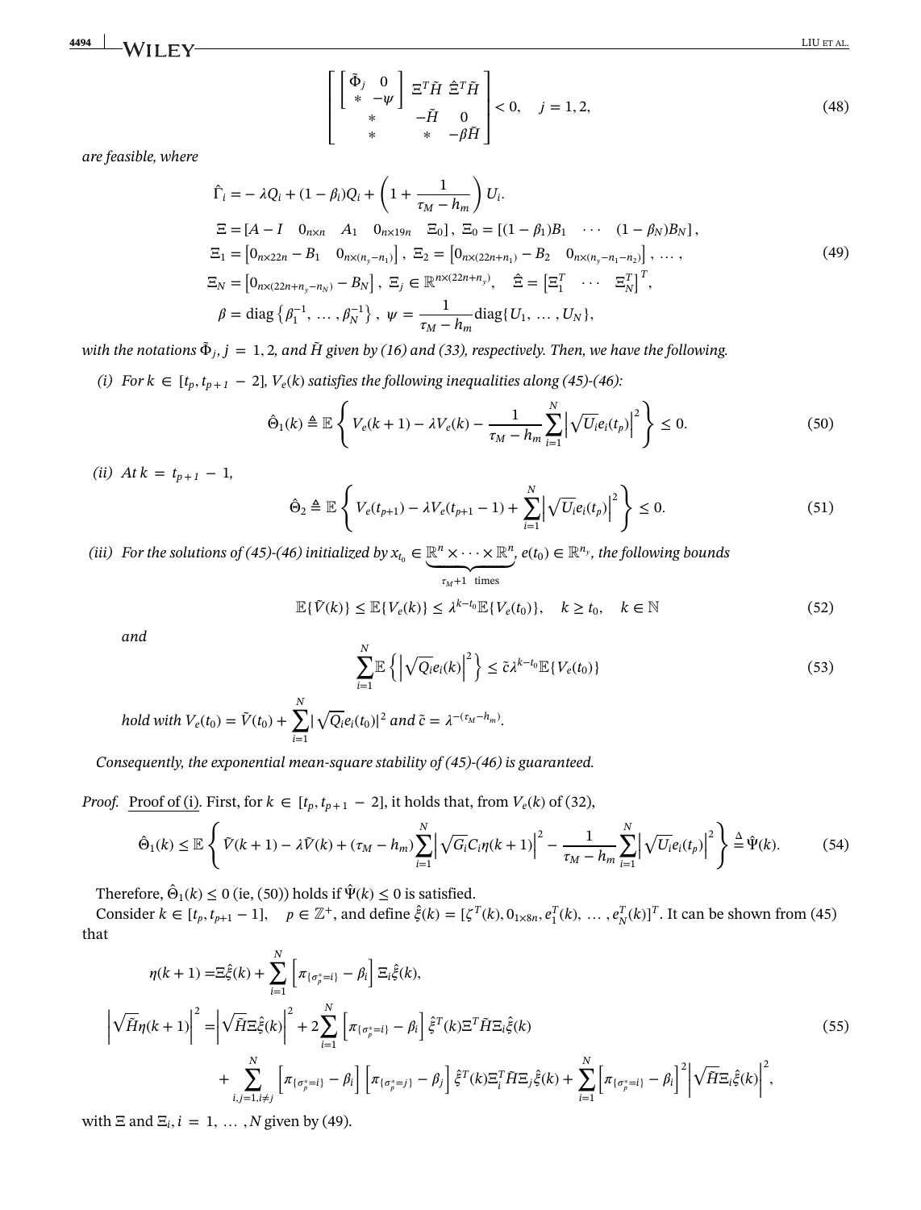$$\begin{bmatrix} \begin{bmatrix} \tilde{\Phi}_j & 0 \\ * & -\psi \end{bmatrix} & \Xi^T \tilde{H} & \hat{\Xi}^T \tilde{H} \\ * & -\tilde{H} & 0 \\ * & * & -\beta \tilde{H} \end{bmatrix} < 0, \quad j = 1, 2, \tag{48}$$

*are feasible, where*

$$\begin{aligned}
\hat{\Gamma}_i &= -\lambda Q_i + (1-\beta_i) Q_i + \left(1 + \frac{1}{\tau_M - h_m}\right) U_i. \\
\Xi &= \begin{bmatrix} A - I & 0_{n\times n} & A_1 & 0_{n\times 19n} & \Xi_0 \end{bmatrix}, \ \Xi_0 = \begin{bmatrix} (1-\beta_1)B_1 & \cdots & (1-\beta_N)B_N \end{bmatrix}, \\
\Xi_1 &= \begin{bmatrix} 0_{n\times 22n} - B_1 & 0_{n\times(n_y - n_1)} \end{bmatrix}, \ \Xi_2 = \begin{bmatrix} 0_{n\times(22n+n_1)} - B_2 & 0_{n\times(n_y-n_1-n_2)} \end{bmatrix}, \ \dots, \\
\Xi_N &= \begin{bmatrix} 0_{n\times(22n+n_y-n_N)} - B_N \end{bmatrix}, \ \Xi_j \in \mathbb{R}^{n\times(22n+n_y)}, \quad \hat{\Xi} = \begin{bmatrix} \Xi_1^T & \cdots & \Xi_N^T \end{bmatrix}^T, \\
\beta &= \text{diag}\left\{\beta_1^{-1}, \dots, \beta_N^{-1}\right\}, \ \psi = \frac{1}{\tau_M - h_m} \text{diag}\{U_1, \dots, U_N\},
\end{aligned} \tag{49}$$

*with the notations $\tilde{\Phi}_j$, $j = 1, 2$, and $\tilde{H}$ given by (16) and (33), respectively. Then, we have the following.*

*(i) For $k \in [t_p, t_{p+1} - 2]$, $V_e(k)$ satisfies the following inequalities along (45)-(46):*

$$\hat{\Theta}_1(k) \triangleq \mathbb{E}\left\{ V_e(k+1) - \lambda V_e(k) - \frac{1}{\tau_M - h_m} \sum_{i=1}^{N} \left| \sqrt{U_i} e_i(t_p) \right|^2 \right\} \leq 0. \tag{50}$$

*(ii) At $k = t_{p+1} - 1$,*

$$\hat{\Theta}_2 \triangleq \mathbb{E}\left\{ V_e(t_{p+1}) - \lambda V_e(t_{p+1} - 1) + \sum_{i=1}^{N} \left| \sqrt{U_i} e_i(t_p) \right|^2 \right\} \leq 0. \tag{51}$$

*(iii) For the solutions of (45)-(46) initialized by $x_{t_0} \in \underbrace{\mathbb{R}^n \times \cdots \times \mathbb{R}^n}_{\tau_M+1 \ \text{times}}$, $e(t_0) \in \mathbb{R}^{n_y}$, the following bounds*

$$\mathbb{E}\{\tilde{V}(k)\} \leq \mathbb{E}\{V_e(k)\} \leq \lambda^{k-t_0} \mathbb{E}\{V_e(t_0)\}, \quad k \geq t_0, \quad k \in \mathbb{N} \tag{52}$$

*and*

$$\sum_{i=1}^{N} \mathbb{E}\left\{ \left| \sqrt{Q_i} e_i(k) \right|^2 \right\} \leq \tilde{c} \lambda^{k-t_0} \mathbb{E}\{V_e(t_0)\} \tag{53}$$

*hold with $V_e(t_0) = \tilde{V}(t_0) + \sum_{i=1}^{N} |\sqrt{Q_i} e_i(t_0)|^2$ and $\tilde{c} = \lambda^{-(\tau_M - h_m)}$.*

*Consequently, the exponential mean-square stability of (45)-(46) is guaranteed.*

*Proof.* Proof of (i). First, for $k \in [t_p, t_{p+1} - 2]$, it holds that, from $V_e(k)$ of (32),

$$\hat{\Theta}_1(k) \leq \mathbb{E}\left\{ \tilde{V}(k+1) - \lambda \tilde{V}(k) + (\tau_M - h_m) \sum_{i=1}^{N} \left| \sqrt{G_i} C_i \eta(k+1) \right|^2 - \frac{1}{\tau_M - h_m} \sum_{i=1}^{N} \left| \sqrt{U_i} e_i(t_p) \right|^2 \right\} \stackrel{\Delta}{=} \hat{\Psi}(k). \tag{54}$$

Therefore, $\hat{\Theta}_1(k) \leq 0$ (ie, (50)) holds if $\hat{\Psi}(k) \leq 0$ is satisfied.

Consider $k \in [t_p, t_{p+1} - 1]$, $\quad p \in \mathbb{Z}^+$, and define $\hat{\xi}(k) = [\zeta^T(k), 0_{1\times 8n}, e_1^T(k), \dots, e_N^T(k)]^T$. It can be shown from (45) that

$$\begin{aligned}
\eta(k+1) &= \Xi \hat{\xi}(k) + \sum_{i=1}^{N} \left[ \pi_{\{\sigma_p^* = i\}} - \beta_i \right] \Xi_i \hat{\xi}(k), \\
\left| \sqrt{\tilde{H}} \eta(k+1) \right|^2 &= \left| \sqrt{\tilde{H}} \Xi \hat{\xi}(k) \right|^2 + 2 \sum_{i=1}^{N} \left[ \pi_{\{\sigma_p^* = i\}} - \beta_i \right] \hat{\xi}^T(k) \Xi^T \tilde{H} \Xi_i \hat{\xi}(k) \\
&\quad + \sum_{i,j=1, i\neq j}^{N} \left[ \pi_{\{\sigma_p^* = i\}} - \beta_i \right] \left[ \pi_{\{\sigma_p^* = j\}} - \beta_j \right] \hat{\xi}^T(k) \Xi_i^T \tilde{H} \Xi_j \hat{\xi}(k) + \sum_{i=1}^{N} \left[ \pi_{\{\sigma_p^* = i\}} - \beta_i \right]^2 \left| \sqrt{\tilde{H}} \Xi_i \hat{\xi}(k) \right|^2,
\end{aligned} \tag{55}$$

with $\Xi$ and $\Xi_i$, $i = 1, \dots, N$ given by (49).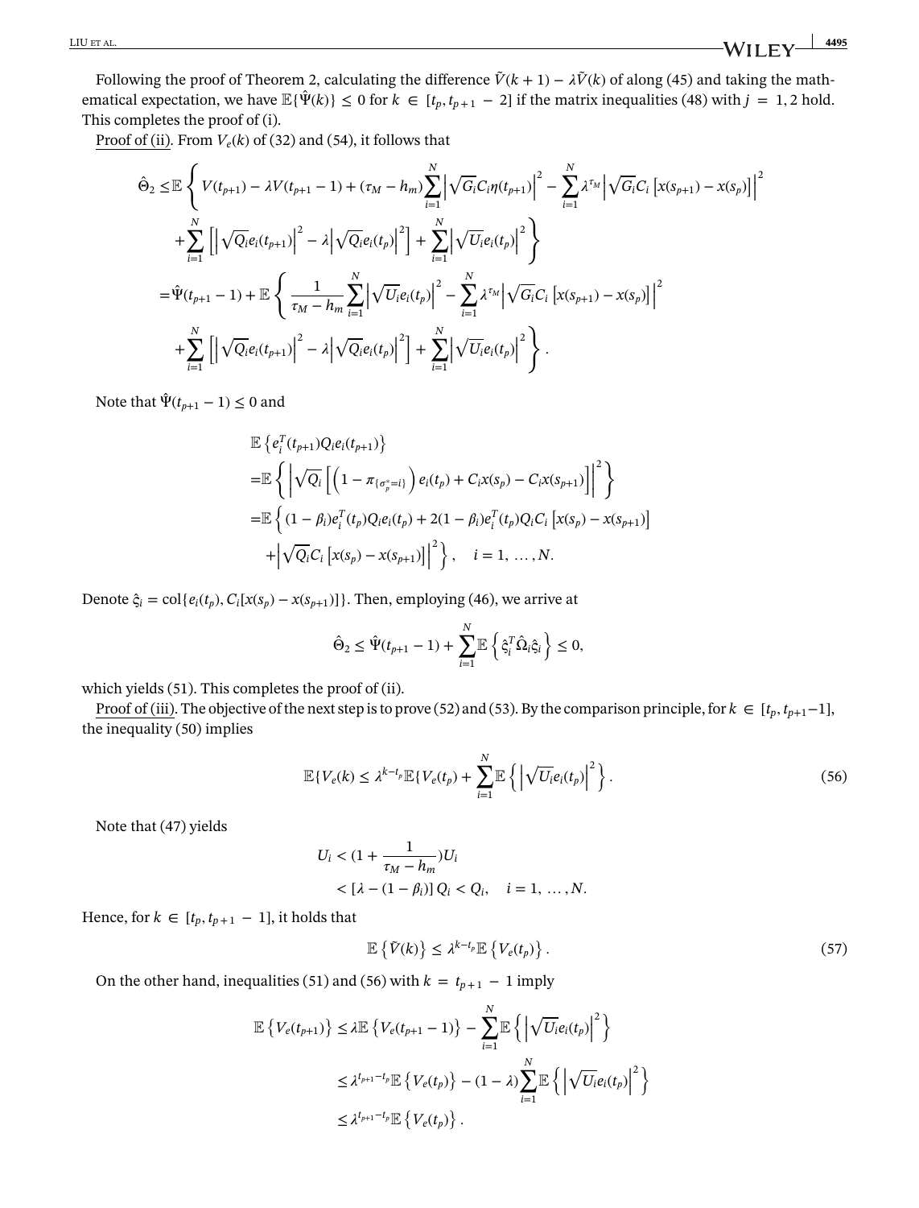Following the proof of Theorem 2, calculating the difference $\tilde{V}(k+1) - \lambda\tilde{V}(k)$ of along (45) and taking the mathematical expectation, we have $\mathbb{E}\{\hat{\Psi}(k)\} \leq 0$ for $k \in [t_p, t_{p+1} - 2]$ if the matrix inequalities (48) with $j = 1, 2$ hold. This completes the proof of (i).

Proof of (ii). From $V_e(k)$ of (32) and (54), it follows that

$$
\begin{aligned}
\hat{\Theta}_2 \leq & \mathbb{E}\left\{ V(t_{p+1}) - \lambda V(t_{p+1}-1) + (\tau_M - h_m)\sum_{i=1}^{N}\left|\sqrt{G_i}C_i\eta(t_{p+1})\right|^2 - \sum_{i=1}^{N}\lambda^{\tau_M}\left|\sqrt{G_i}C_i\left[x(s_{p+1}) - x(s_p)\right]\right|^2 \right. \\
& \left. + \sum_{i=1}^{N}\left[\left|\sqrt{Q_i}e_i(t_{p+1})\right|^2 - \lambda\left|\sqrt{Q_i}e_i(t_p)\right|^2\right] + \sum_{i=1}^{N}\left|\sqrt{U_i}e_i(t_p)\right|^2 \right\} \\
= & \hat{\Psi}(t_{p+1}-1) + \mathbb{E}\left\{ \frac{1}{\tau_M - h_m}\sum_{i=1}^{N}\left|\sqrt{U_i}e_i(t_p)\right|^2 - \sum_{i=1}^{N}\lambda^{\tau_M}\left|\sqrt{G_i}C_i\left[x(s_{p+1}) - x(s_p)\right]\right|^2 \right. \\
& \left. + \sum_{i=1}^{N}\left[\left|\sqrt{Q_i}e_i(t_{p+1})\right|^2 - \lambda\left|\sqrt{Q_i}e_i(t_p)\right|^2\right] + \sum_{i=1}^{N}\left|\sqrt{U_i}e_i(t_p)\right|^2 \right\}.
\end{aligned}
$$

Note that $\hat{\Psi}(t_{p+1}-1) \leq 0$ and

$$
\begin{aligned}
& \mathbb{E}\left\{e_i^T(t_{p+1})Q_ie_i(t_{p+1})\right\} \\
= & \mathbb{E}\left\{\left|\sqrt{Q_i}\left[\left(1 - \pi_{\{\sigma_p^* = i\}}\right)e_i(t_p) + C_ix(s_p) - C_ix(s_{p+1})\right]\right|^2\right\} \\
= & \mathbb{E}\left\{(1-\beta_i)e_i^T(t_p)Q_ie_i(t_p) + 2(1-\beta_i)e_i^T(t_p)Q_iC_i\left[x(s_p) - x(s_{p+1})\right] \right. \\
& \left. + \left|\sqrt{Q_i}C_i\left[x(s_p) - x(s_{p+1})\right]\right|^2\right\}, \quad i = 1, \ldots, N.
\end{aligned}
$$

Denote $\hat{\varsigma}_i = \mathrm{col}\{e_i(t_p), C_i[x(s_p) - x(s_{p+1})]\}$. Then, employing (46), we arrive at

$$
\hat{\Theta}_2 \leq \hat{\Psi}(t_{p+1}-1) + \sum_{i=1}^{N}\mathbb{E}\left\{\hat{\varsigma}_i^T\hat{\Omega}_i\hat{\varsigma}_i\right\} \leq 0,
$$

which yields (51). This completes the proof of (ii).

Proof of (iii). The objective of the next step is to prove (52) and (53). By the comparison principle, for $k \in [t_p, t_{p+1}-1]$, the inequality (50) implies

$$
\mathbb{E}\{V_e(k) \leq \lambda^{k-t_p}\mathbb{E}\{V_e(t_p) + \sum_{i=1}^{N}\mathbb{E}\left\{\left|\sqrt{U_i}e_i(t_p)\right|^2\right\}. \tag{56}
$$

Note that (47) yields

$$
\begin{aligned}
U_i & < (1 + \frac{1}{\tau_M - h_m})U_i \\
& < [\lambda - (1-\beta_i)]\, Q_i < Q_i, \quad i = 1, \ldots, N.
\end{aligned}
$$

Hence, for $k \in [t_p, t_{p+1} - 1]$, it holds that

$$
\mathbb{E}\left\{\tilde{V}(k)\right\} \leq \lambda^{k-t_p}\mathbb{E}\left\{V_e(t_p)\right\}. \tag{57}
$$

On the other hand, inequalities (51) and (56) with $k = t_{p+1} - 1$ imply

$$
\begin{aligned}
\mathbb{E}\left\{V_e(t_{p+1})\right\} \leq & \lambda\mathbb{E}\left\{V_e(t_{p+1}-1)\right\} - \sum_{i=1}^{N}\mathbb{E}\left\{\left|\sqrt{U_i}e_i(t_p)\right|^2\right\} \\
\leq & \lambda^{t_{p+1}-t_p}\mathbb{E}\left\{V_e(t_p)\right\} - (1-\lambda)\sum_{i=1}^{N}\mathbb{E}\left\{\left|\sqrt{U_i}e_i(t_p)\right|^2\right\} \\
\leq & \lambda^{t_{p+1}-t_p}\mathbb{E}\left\{V_e(t_p)\right\}.
\end{aligned}
$$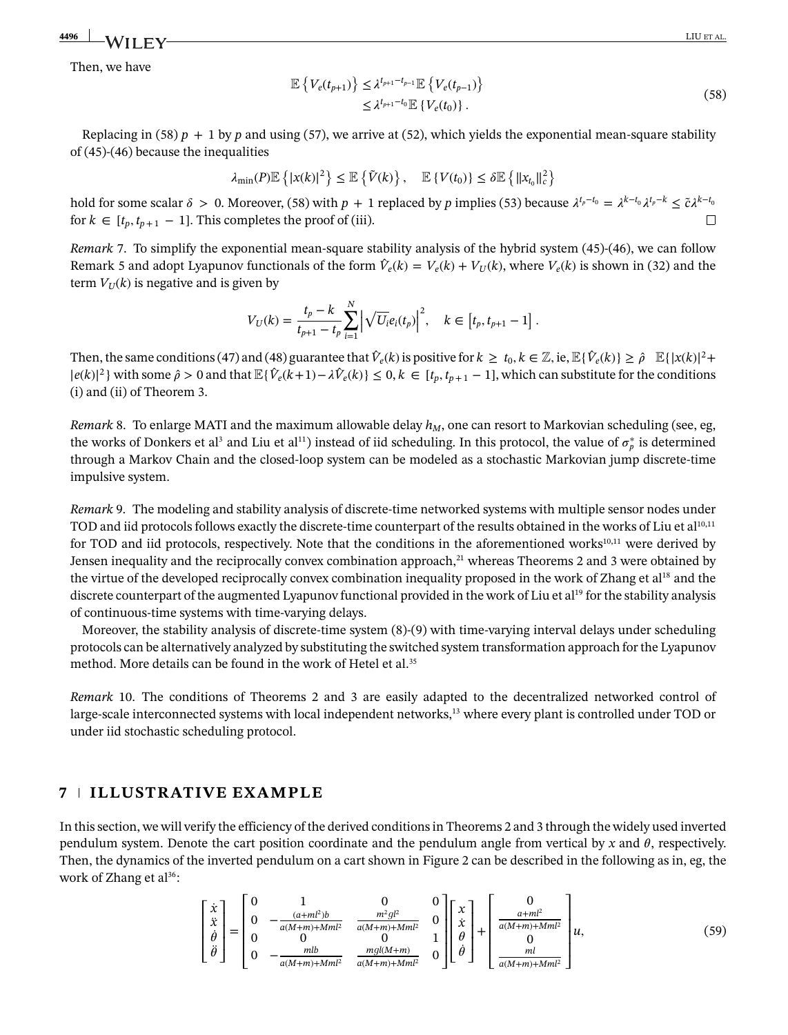Then, we have

$$
\begin{aligned}
\mathbb{E}\left\{V_e(t_{p+1})\right\} &\leq \lambda^{t_{p+1}-t_{p-1}}\mathbb{E}\left\{V_e(t_{p-1})\right\} \\
&\leq \lambda^{t_{p+1}-t_0}\mathbb{E}\left\{V_e(t_0)\right\}.
\end{aligned} \tag{58}
$$

Replacing in (58) $p+1$ by $p$ and using (57), we arrive at (52), which yields the exponential mean-square stability of (45)-(46) because the inequalities

$$
\lambda_{\min}(P)\mathbb{E}\left\{|x(k)|^2\right\} \leq \mathbb{E}\left\{\tilde{V}(k)\right\}, \quad \mathbb{E}\left\{V(t_0)\right\} \leq \delta\mathbb{E}\left\{\|x_{t_0}\|_c^2\right\}
$$

hold for some scalar $\delta > 0$. Moreover, (58) with $p+1$ replaced by $p$ implies (53) because $\lambda^{t_p-t_0} = \lambda^{k-t_0}\lambda^{t_p-k} \leq \tilde{c}\lambda^{k-t_0}$ for $k \in [t_p, t_{p+1}-1]$. This completes the proof of (iii). □

*Remark* 7. To simplify the exponential mean-square stability analysis of the hybrid system (45)-(46), we can follow Remark 5 and adopt Lyapunov functionals of the form $\hat{V}_e(k) = V_e(k) + V_U(k)$, where $V_e(k)$ is shown in (32) and the term $V_U(k)$ is negative and is given by

$$
V_U(k) = \frac{t_p - k}{t_{p+1} - t_p}\sum_{i=1}^{N}\left|\sqrt{U_i}e_i(t_p)\right|^2, \quad k \in \left[t_p, t_{p+1}-1\right].
$$

Then, the same conditions (47) and (48) guarantee that $\hat{V}_e(k)$ is positive for $k \geq t_0, k \in \mathbb{Z}$, ie, $\mathbb{E}\{\hat{V}_e(k)\} \geq \hat{\rho} \quad \mathbb{E}\{|x(k)|^2 + |e(k)|^2\}$ with some $\hat{\rho} > 0$ and that $\mathbb{E}\{\hat{V}_e(k+1) - \lambda\hat{V}_e(k)\} \leq 0, k \in [t_p, t_{p+1}-1]$, which can substitute for the conditions (i) and (ii) of Theorem 3.

*Remark* 8. To enlarge MATI and the maximum allowable delay $h_M$, one can resort to Markovian scheduling (see, eg, the works of Donkers et al[3] and Liu et al[11]) instead of iid scheduling. In this protocol, the value of $\sigma_p^*$ is determined through a Markov Chain and the closed-loop system can be modeled as a stochastic Markovian jump discrete-time impulsive system.

*Remark* 9. The modeling and stability analysis of discrete-time networked systems with multiple sensor nodes under TOD and iid protocols follows exactly the discrete-time counterpart of the results obtained in the works of Liu et al[10,11] for TOD and iid protocols, respectively. Note that the conditions in the aforementioned works[10,11] were derived by Jensen inequality and the reciprocally convex combination approach,[21] whereas Theorems 2 and 3 were obtained by the virtue of the developed reciprocally convex combination inequality proposed in the work of Zhang et al[18] and the discrete counterpart of the augmented Lyapunov functional provided in the work of Liu et al[19] for the stability analysis of continuous-time systems with time-varying delays.

Moreover, the stability analysis of discrete-time system (8)-(9) with time-varying interval delays under scheduling protocols can be alternatively analyzed by substituting the switched system transformation approach for the Lyapunov method. More details can be found in the work of Hetel et al.[35]

*Remark* 10. The conditions of Theorems 2 and 3 are easily adapted to the decentralized networked control of large-scale interconnected systems with local independent networks,[13] where every plant is controlled under TOD or under iid stochastic scheduling protocol.

## 7 | ILLUSTRATIVE EXAMPLE

In this section, we will verify the efficiency of the derived conditions in Theorems 2 and 3 through the widely used inverted pendulum system. Denote the cart position coordinate and the pendulum angle from vertical by $x$ and $\theta$, respectively. Then, the dynamics of the inverted pendulum on a cart shown in Figure 2 can be described in the following as in, eg, the work of Zhang et al[36]:

$$
\begin{bmatrix} \dot{x} \\ \ddot{x} \\ \dot{\theta} \\ \ddot{\theta} \end{bmatrix} = \begin{bmatrix} 0 & 1 & 0 & 0 \\ 0 & -\frac{(a+ml^2)b}{a(M+m)+Mml^2} & \frac{m^2gl^2}{a(M+m)+Mml^2} & 0 \\ 0 & 0 & 0 & 1 \\ 0 & -\frac{mlb}{a(M+m)+Mml^2} & \frac{mgl(M+m)}{a(M+m)+Mml^2} & 0 \end{bmatrix} \begin{bmatrix} x \\ \dot{x} \\ \theta \\ \dot{\theta} \end{bmatrix} + \begin{bmatrix} 0 \\ \frac{a+ml^2}{a(M+m)+Mml^2} \\ 0 \\ \frac{ml}{a(M+m)+Mml^2} \end{bmatrix} u, \tag{59}
$$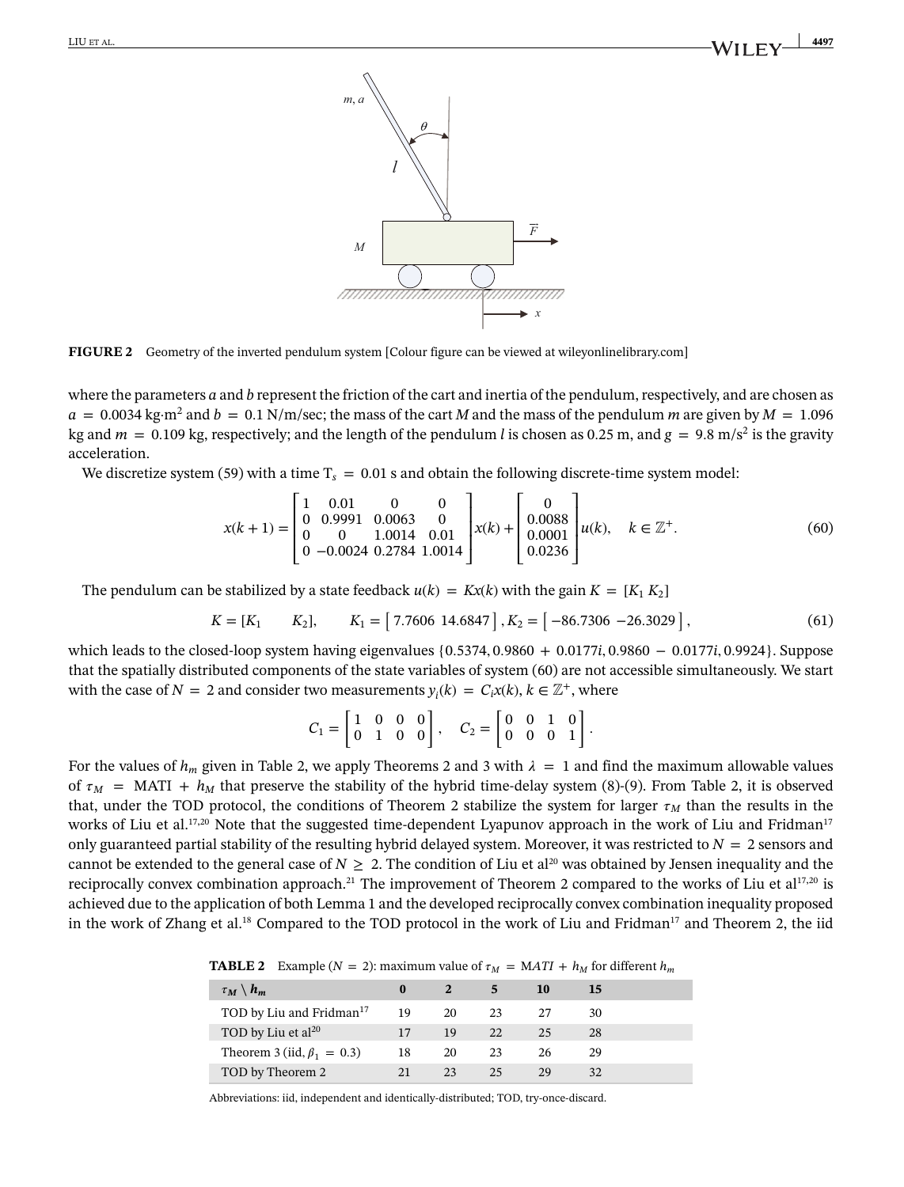**FIGURE 2** Geometry of the inverted pendulum system [Colour figure can be viewed at wileyonlinelibrary.com]

where the parameters $a$ and $b$ represent the friction of the cart and inertia of the pendulum, respectively, and are chosen as $a = 0.0034$ kg·m$^2$ and $b = 0.1$ N/m/sec; the mass of the cart $M$ and the mass of the pendulum $m$ are given by $M = 1.096$ kg and $m = 0.109$ kg, respectively; and the length of the pendulum $l$ is chosen as 0.25 m, and $g = 9.8$ m/s$^2$ is the gravity acceleration.

We discretize system (59) with a time $T_s = 0.01$ s and obtain the following discrete-time system model:

$$x(k+1) = \begin{bmatrix} 1 & 0.01 & 0 & 0 \\ 0 & 0.9991 & 0.0063 & 0 \\ 0 & 0 & 1.0014 & 0.01 \\ 0 & -0.0024 & 0.2784 & 1.0014 \end{bmatrix} x(k) + \begin{bmatrix} 0 \\ 0.0088 \\ 0.0001 \\ 0.0236 \end{bmatrix} u(k), \quad k \in \mathbb{Z}^+. \tag{60}$$

The pendulum can be stabilized by a state feedback $u(k) = Kx(k)$ with the gain $K = [K_1 \; K_2]$

$$K = [K_1 \quad K_2], \qquad K_1 = \begin{bmatrix} 7.7606 & 14.6847 \end{bmatrix}, K_2 = \begin{bmatrix} -86.7306 & -26.3029 \end{bmatrix}, \tag{61}$$

which leads to the closed-loop system having eigenvalues $\{0.5374, 0.9860 + 0.0177i, 0.9860 - 0.0177i, 0.9924\}$. Suppose that the spatially distributed components of the state variables of system (60) are not accessible simultaneously. We start with the case of $N = 2$ and consider two measurements $y_i(k) = C_i x(k)$, $k \in \mathbb{Z}^+$, where

$$C_1 = \begin{bmatrix} 1 & 0 & 0 & 0 \\ 0 & 1 & 0 & 0 \end{bmatrix}, \quad C_2 = \begin{bmatrix} 0 & 0 & 1 & 0 \\ 0 & 0 & 0 & 1 \end{bmatrix}.$$

For the values of $h_m$ given in Table 2, we apply Theorems 2 and 3 with $\lambda = 1$ and find the maximum allowable values of $\tau_M = \text{MATI} + h_M$ that preserve the stability of the hybrid time-delay system (8)-(9). From Table 2, it is observed that, under the TOD protocol, the conditions of Theorem 2 stabilize the system for larger $\tau_M$ than the results in the works of Liu et al.[17,20] Note that the suggested time-dependent Lyapunov approach in the work of Liu and Fridman[17] only guaranteed partial stability of the resulting hybrid delayed system. Moreover, it was restricted to $N = 2$ sensors and cannot be extended to the general case of $N \geq 2$. The condition of Liu et al[20] was obtained by Jensen inequality and the reciprocally convex combination approach.[21] The improvement of Theorem 2 compared to the works of Liu et al[17,20] is achieved due to the application of both Lemma 1 and the developed reciprocally convex combination inequality proposed in the work of Zhang et al.[18] Compared to the TOD protocol in the work of Liu and Fridman[17] and Theorem 2, the iid

**TABLE 2** Example ($N = 2$): maximum value of $\tau_M = MATI + h_M$ for different $h_m$

| $\tau_M \setminus h_m$ | 0 | 2 | 5 | 10 | 15 |
|---|---|---|---|---|---|
| TOD by Liu and Fridman[17] | 19 | 20 | 23 | 27 | 30 |
| TOD by Liu et al[20] | 17 | 19 | 22 | 25 | 28 |
| Theorem 3 (iid, $\beta_1 = 0.3$) | 18 | 20 | 23 | 26 | 29 |
| TOD by Theorem 2 | 21 | 23 | 25 | 29 | 32 |

Abbreviations: iid, independent and identically-distributed; TOD, try-once-discard.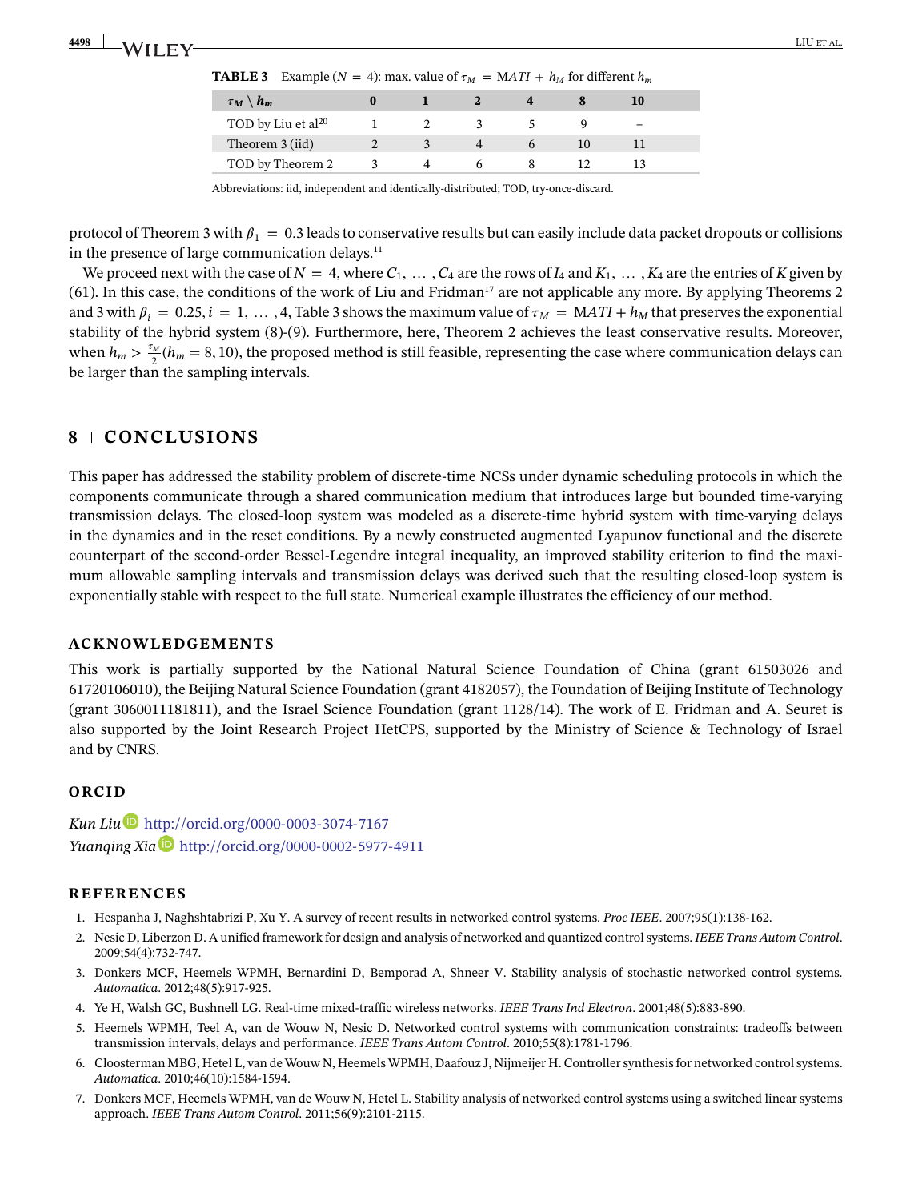**TABLE 3** Example ($N = 4$): max. value of $\tau_M = MATI + h_M$ for different $h_m$

| $\tau_M \setminus h_m$ | 0 | 1 | 2 | 4 | 8 | 10 |
|---|---|---|---|---|---|---|
| TOD by Liu et al[20] | 1 | 2 | 3 | 5 | 9 | – |
| Theorem 3 (iid) | 2 | 3 | 4 | 6 | 10 | 11 |
| TOD by Theorem 2 | 3 | 4 | 6 | 8 | 12 | 13 |

Abbreviations: iid, independent and identically-distributed; TOD, try-once-discard.

protocol of Theorem 3 with $\beta_1 = 0.3$ leads to conservative results but can easily include data packet dropouts or collisions in the presence of large communication delays.[11]

We proceed next with the case of $N = 4$, where $C_1, \dots, C_4$ are the rows of $I_4$ and $K_1, \dots, K_4$ are the entries of $K$ given by (61). In this case, the conditions of the work of Liu and Fridman[17] are not applicable any more. By applying Theorems 2 and 3 with $\beta_i = 0.25, i = 1, \dots, 4$, Table 3 shows the maximum value of $\tau_M = MATI + h_M$ that preserves the exponential stability of the hybrid system (8)-(9). Furthermore, here, Theorem 2 achieves the least conservative results. Moreover, when $h_m > \frac{\tau_M}{2}(h_m = 8, 10)$, the proposed method is still feasible, representing the case where communication delays can be larger than the sampling intervals.

## 8 | CONCLUSIONS

This paper has addressed the stability problem of discrete-time NCSs under dynamic scheduling protocols in which the components communicate through a shared communication medium that introduces large but bounded time-varying transmission delays. The closed-loop system was modeled as a discrete-time hybrid system with time-varying delays in the dynamics and in the reset conditions. By a newly constructed augmented Lyapunov functional and the discrete counterpart of the second-order Bessel-Legendre integral inequality, an improved stability criterion to find the maximum allowable sampling intervals and transmission delays was derived such that the resulting closed-loop system is exponentially stable with respect to the full state. Numerical example illustrates the efficiency of our method.

## ACKNOWLEDGEMENTS

This work is partially supported by the National Natural Science Foundation of China (grant 61503026 and 61720106010), the Beijing Natural Science Foundation (grant 4182057), the Foundation of Beijing Institute of Technology (grant 3060011181811), and the Israel Science Foundation (grant 1128/14). The work of E. Fridman and A. Seuret is also supported by the Joint Research Project HetCPS, supported by the Ministry of Science & Technology of Israel and by CNRS.

## ORCID

*Kun Liu* http://orcid.org/0000-0003-3074-7167
*Yuanqing Xia* http://orcid.org/0000-0002-5977-4911

## REFERENCES

1. Hespanha J, Naghshtabrizi P, Xu Y. A survey of recent results in networked control systems. *Proc IEEE*. 2007;95(1):138-162.
2. Nesic D, Liberzon D. A unified framework for design and analysis of networked and quantized control systems. *IEEE Trans Autom Control*. 2009;54(4):732-747.
3. Donkers MCF, Heemels WPMH, Bernardini D, Bemporad A, Shneer V. Stability analysis of stochastic networked control systems. *Automatica*. 2012;48(5):917-925.
4. Ye H, Walsh GC, Bushnell LG. Real-time mixed-traffic wireless networks. *IEEE Trans Ind Electron*. 2001;48(5):883-890.
5. Heemels WPMH, Teel A, van de Wouw N, Nesic D. Networked control systems with communication constraints: tradeoffs between transmission intervals, delays and performance. *IEEE Trans Autom Control*. 2010;55(8):1781-1796.
6. Cloosterman MBG, Hetel L, van de Wouw N, Heemels WPMH, Daafouz J, Nijmeijer H. Controller synthesis for networked control systems. *Automatica*. 2010;46(10):1584-1594.
7. Donkers MCF, Heemels WPMH, van de Wouw N, Hetel L. Stability analysis of networked control systems using a switched linear systems approach. *IEEE Trans Autom Control*. 2011;56(9):2101-2115.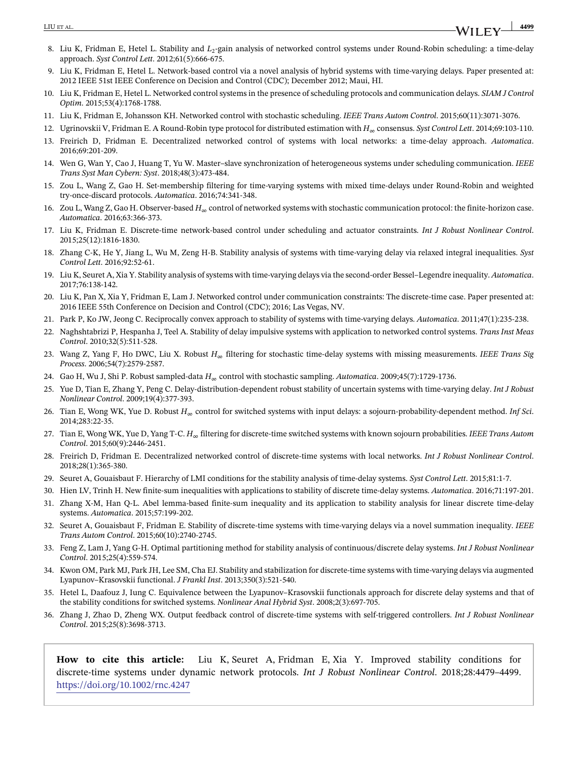8. Liu K, Fridman E, Hetel L. Stability and $L_2$-gain analysis of networked control systems under Round-Robin scheduling: a time-delay approach. *Syst Control Lett*. 2012;61(5):666-675.
9. Liu K, Fridman E, Hetel L. Network-based control via a novel analysis of hybrid systems with time-varying delays. Paper presented at: 2012 IEEE 51st IEEE Conference on Decision and Control (CDC); December 2012; Maui, HI.
10. Liu K, Fridman E, Hetel L. Networked control systems in the presence of scheduling protocols and communication delays. *SIAM J Control Optim*. 2015;53(4):1768-1788.
11. Liu K, Fridman E, Johansson KH. Networked control with stochastic scheduling. *IEEE Trans Autom Control*. 2015;60(11):3071-3076.
12. Ugrinovskii V, Fridman E. A Round-Robin type protocol for distributed estimation with $H_\infty$ consensus. *Syst Control Lett*. 2014;69:103-110.
13. Freirich D, Fridman E. Decentralized networked control of systems with local networks: a time-delay approach. *Automatica*. 2016;69:201-209.
14. Wen G, Wan Y, Cao J, Huang T, Yu W. Master–slave synchronization of heterogeneous systems under scheduling communication. *IEEE Trans Syst Man Cybern: Syst*. 2018;48(3):473-484.
15. Zou L, Wang Z, Gao H. Set-membership filtering for time-varying systems with mixed time-delays under Round-Robin and weighted try-once-discard protocols. *Automatica*. 2016;74:341-348.
16. Zou L, Wang Z, Gao H. Observer-based $H_\infty$ control of networked systems with stochastic communication protocol: the finite-horizon case. *Automatica*. 2016;63:366-373.
17. Liu K, Fridman E. Discrete-time network-based control under scheduling and actuator constraints. *Int J Robust Nonlinear Control*. 2015;25(12):1816-1830.
18. Zhang C-K, He Y, Jiang L, Wu M, Zeng H-B. Stability analysis of systems with time-varying delay via relaxed integral inequalities. *Syst Control Lett*. 2016;92:52-61.
19. Liu K, Seuret A, Xia Y. Stability analysis of systems with time-varying delays via the second-order Bessel–Legendre inequality. *Automatica*. 2017;76:138-142.
20. Liu K, Pan X, Xia Y, Fridman E, Lam J. Networked control under communication constraints: The discrete-time case. Paper presented at: 2016 IEEE 55th Conference on Decision and Control (CDC); 2016; Las Vegas, NV.
21. Park P, Ko JW, Jeong C. Reciprocally convex approach to stability of systems with time-varying delays. *Automatica*. 2011;47(1):235-238.
22. Naghshtabrizi P, Hespanha J, Teel A. Stability of delay impulsive systems with application to networked control systems. *Trans Inst Meas Control*. 2010;32(5):511-528.
23. Wang Z, Yang F, Ho DWC, Liu X. Robust $H_\infty$ filtering for stochastic time-delay systems with missing measurements. *IEEE Trans Sig Process*. 2006;54(7):2579-2587.
24. Gao H, Wu J, Shi P. Robust sampled-data $H_\infty$ control with stochastic sampling. *Automatica*. 2009;45(7):1729-1736.
25. Yue D, Tian E, Zhang Y, Peng C. Delay-distribution-dependent robust stability of uncertain systems with time-varying delay. *Int J Robust Nonlinear Control*. 2009;19(4):377-393.
26. Tian E, Wong WK, Yue D. Robust $H_\infty$ control for switched systems with input delays: a sojourn-probability-dependent method. *Inf Sci*. 2014;283:22-35.
27. Tian E, Wong WK, Yue D, Yang T-C. $H_\infty$ filtering for discrete-time switched systems with known sojourn probabilities. *IEEE Trans Autom Control*. 2015;60(9):2446-2451.
28. Freirich D, Fridman E. Decentralized networked control of discrete-time systems with local networks. *Int J Robust Nonlinear Control*. 2018;28(1):365-380.
29. Seuret A, Gouaisbaut F. Hierarchy of LMI conditions for the stability analysis of time-delay systems. *Syst Control Lett*. 2015;81:1-7.
30. Hien LV, Trinh H. New finite-sum inequalities with applications to stability of discrete time-delay systems. *Automatica*. 2016;71:197-201.
31. Zhang X-M, Han Q-L. Abel lemma-based finite-sum inequality and its application to stability analysis for linear discrete time-delay systems. *Automatica*. 2015;57:199-202.
32. Seuret A, Gouaisbaut F, Fridman E. Stability of discrete-time systems with time-varying delays via a novel summation inequality. *IEEE Trans Autom Control*. 2015;60(10):2740-2745.
33. Feng Z, Lam J, Yang G-H. Optimal partitioning method for stability analysis of continuous/discrete delay systems. *Int J Robust Nonlinear Control*. 2015;25(4):559-574.
34. Kwon OM, Park MJ, Park JH, Lee SM, Cha EJ. Stability and stabilization for discrete-time systems with time-varying delays via augmented Lyapunov–Krasovskii functional. *J Frankl Inst*. 2013;350(3):521-540.
35. Hetel L, Daafouz J, Iung C. Equivalence between the Lyapunov–Krasovskii functionals approach for discrete delay systems and that of the stability conditions for switched systems. *Nonlinear Anal Hybrid Syst*. 2008;2(3):697-705.
36. Zhang J, Zhao D, Zheng WX. Output feedback control of discrete-time systems with self-triggered controllers. *Int J Robust Nonlinear Control*. 2015;25(8):3698-3713.

**How to cite this article:** Liu K, Seuret A, Fridman E, Xia Y. Improved stability conditions for discrete-time systems under dynamic network protocols. *Int J Robust Nonlinear Control*. 2018;28:4479–4499. https://doi.org/10.1002/rnc.4247